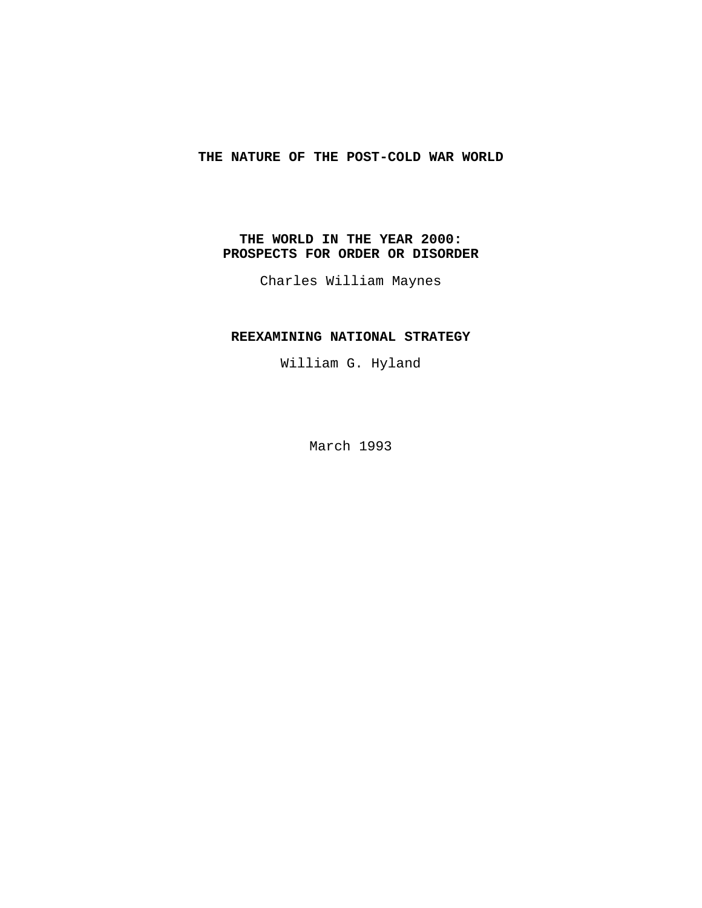# THE NATURE OF THE POST-COLD WAR WORLD

## THE WORLD IN THE YEAR 2000: PROSPECTS FOR ORDER OR DISORDER

Charles William Maynes

## REEXAMINING NATIONAL STRATEGY

William G. Hyland

March 1993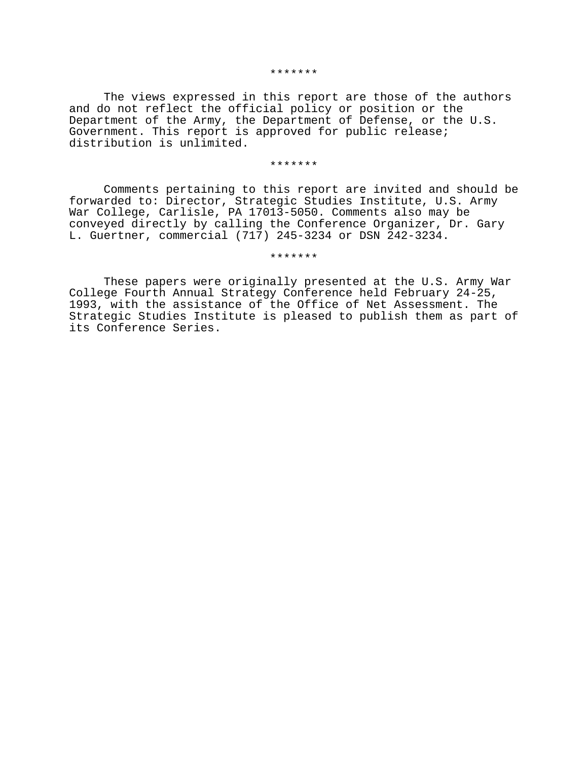*******

The views expressed in this report are those of the authors and do not reflect the official policy or position or the Department of the Army, the Department of Defense, or the U.S. Government. This report is approved for public release; distribution is unlimited.

*******

Comments pertaining to this report are invited and should be forwarded to: Director, Strategic Studies Institute, U.S. Army War College, Carlisle, PA 17013-5050. Comments also may be conveyed directly by calling the Conference Organizer, Dr. Gary L. Guertner, commercial (717) 245-3234 or DSN 242-3234.

*******

These papers were originally presented at the U.S. Army War College Fourth Annual Strategy Conference held February 24-25, 1993, with the assistance of the Office of Net Assessment. The Strategic Studies Institute is pleased to publish them as part of its Conference Series.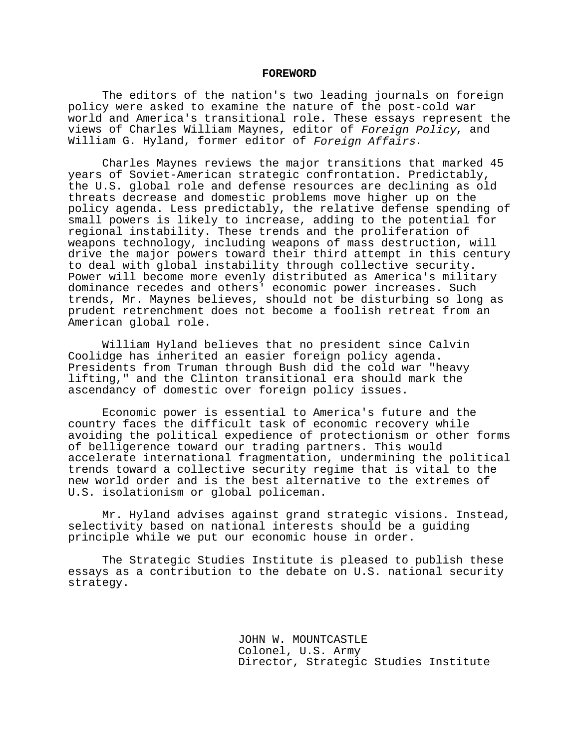# FOREWORD

The editors of the nation's two leading journals on foreign policy were asked to examine the nature of the post-cold war world and America's transitional role. These essays represent the views of Charles William Maynes, editor of *Foreign Policy*, and William G. Hyland, former editor of *Foreign Affairs*.

Charles Maynes reviews the major transitions that marked 45 years of Soviet-American strategic confrontation. Predictably, the U.S. global role and defense resources are declining as old threats decrease and domestic problems move higher up on the policy agenda. Less predictably, the relative defense spending of small powers is likely to increase, adding to the potential for regional instability. These trends and the proliferation of weapons technology, including weapons of mass destruction, will drive the major powers toward their third attempt in this century to deal with global instability through collective security. Power will become more evenly distributed as America's military dominance recedes and others' economic power increases. Such trends, Mr. Maynes believes, should not be disturbing so long as prudent retrenchment does not become a foolish retreat from an American global role.

William Hyland believes that no president since Calvin Coolidge has inherited an easier foreign policy agenda. Presidents from Truman through Bush did the cold war "heavy lifting," and the Clinton transitional era should mark the ascendancy of domestic over foreign policy issues.

Economic power is essential to America's future and the country faces the difficult task of economic recovery while avoiding the political expedience of protectionism or other forms of belligerence toward our trading partners. This would accelerate international fragmentation, undermining the political trends toward a collective security regime that is vital to the new world order and is the best alternative to the extremes of U.S. isolationism or global policeman.

Mr. Hyland advises against grand strategic visions. Instead, selectivity based on national interests should be a guiding principle while we put our economic house in order.

The Strategic Studies Institute is pleased to publish these essays as a contribution to the debate on U.S. national security strategy.

JOHN W. MOUNTCASTLE
Colonel, U.S. Army
Director, Strategic Studies Institute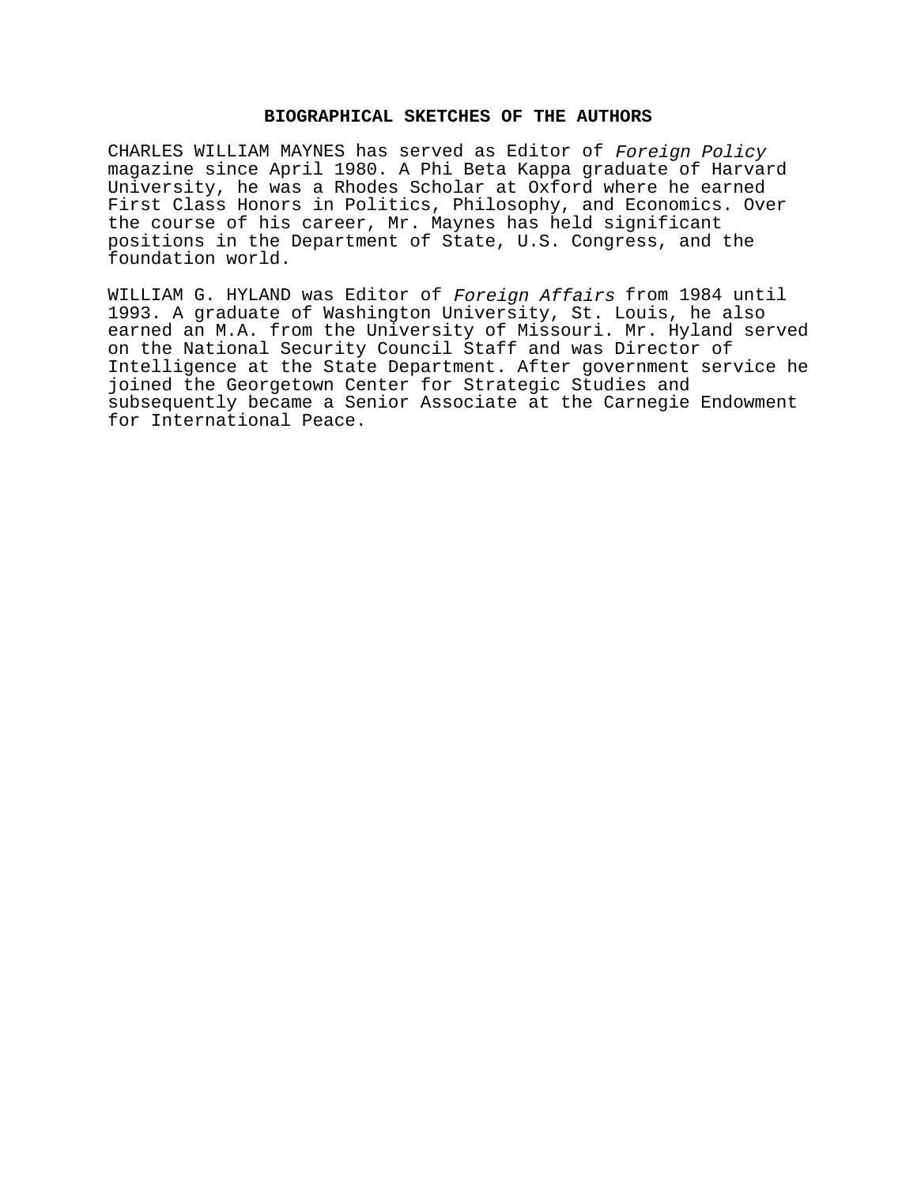## BIOGRAPHICAL SKETCHES OF THE AUTHORS

CHARLES WILLIAM MAYNES has served as Editor of *Foreign Policy* magazine since April 1980. A Phi Beta Kappa graduate of Harvard University, he was a Rhodes Scholar at Oxford where he earned First Class Honors in Politics, Philosophy, and Economics. Over the course of his career, Mr. Maynes has held significant positions in the Department of State, U.S. Congress, and the foundation world.

WILLIAM G. HYLAND was Editor of *Foreign Affairs* from 1984 until 1993. A graduate of Washington University, St. Louis, he also earned an M.A. from the University of Missouri. Mr. Hyland served on the National Security Council Staff and was Director of Intelligence at the State Department. After government service he joined the Georgetown Center for Strategic Studies and subsequently became a Senior Associate at the Carnegie Endowment for International Peace.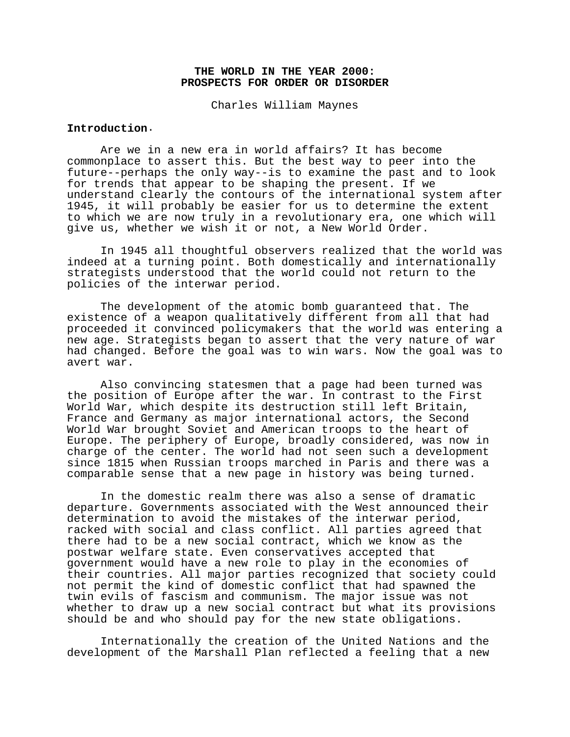# THE WORLD IN THE YEAR 2000: PROSPECTS FOR ORDER OR DISORDER

Charles William Maynes

**Introduction.**

Are we in a new era in world affairs? It has become commonplace to assert this. But the best way to peer into the future--perhaps the only way--is to examine the past and to look for trends that appear to be shaping the present. If we understand clearly the contours of the international system after 1945, it will probably be easier for us to determine the extent to which we are now truly in a revolutionary era, one which will give us, whether we wish it or not, a New World Order.

In 1945 all thoughtful observers realized that the world was indeed at a turning point. Both domestically and internationally strategists understood that the world could not return to the policies of the interwar period.

The development of the atomic bomb guaranteed that. The existence of a weapon qualitatively different from all that had proceeded it convinced policymakers that the world was entering a new age. Strategists began to assert that the very nature of war had changed. Before the goal was to win wars. Now the goal was to avert war.

Also convincing statesmen that a page had been turned was the position of Europe after the war. In contrast to the First World War, which despite its destruction still left Britain, France and Germany as major international actors, the Second World War brought Soviet and American troops to the heart of Europe. The periphery of Europe, broadly considered, was now in charge of the center. The world had not seen such a development since 1815 when Russian troops marched in Paris and there was a comparable sense that a new page in history was being turned.

In the domestic realm there was also a sense of dramatic departure. Governments associated with the West announced their determination to avoid the mistakes of the interwar period, racked with social and class conflict. All parties agreed that there had to be a new social contract, which we know as the postwar welfare state. Even conservatives accepted that government would have a new role to play in the economies of their countries. All major parties recognized that society could not permit the kind of domestic conflict that had spawned the twin evils of fascism and communism. The major issue was not whether to draw up a new social contract but what its provisions should be and who should pay for the new state obligations.

Internationally the creation of the United Nations and the development of the Marshall Plan reflected a feeling that a new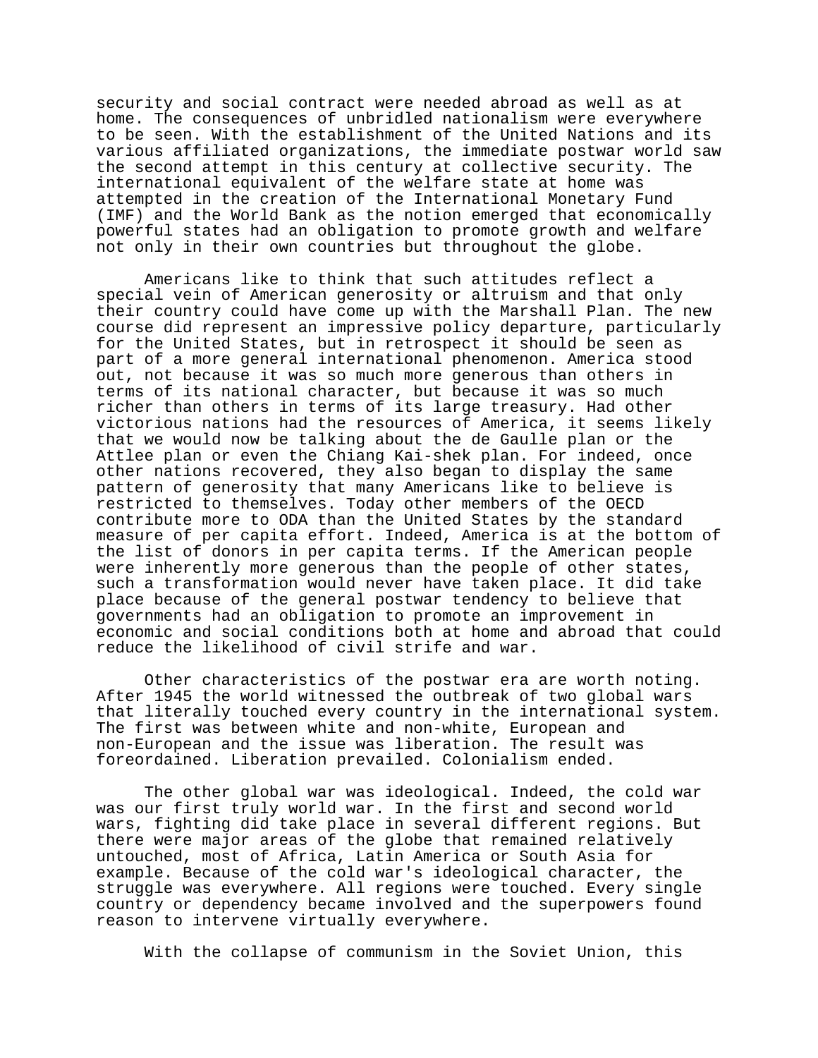security and social contract were needed abroad as well as at home. The consequences of unbridled nationalism were everywhere to be seen. With the establishment of the United Nations and its various affiliated organizations, the immediate postwar world saw the second attempt in this century at collective security. The international equivalent of the welfare state at home was attempted in the creation of the International Monetary Fund (IMF) and the World Bank as the notion emerged that economically powerful states had an obligation to promote growth and welfare not only in their own countries but throughout the globe.

Americans like to think that such attitudes reflect a special vein of American generosity or altruism and that only their country could have come up with the Marshall Plan. The new course did represent an impressive policy departure, particularly for the United States, but in retrospect it should be seen as part of a more general international phenomenon. America stood out, not because it was so much more generous than others in terms of its national character, but because it was so much richer than others in terms of its large treasury. Had other victorious nations had the resources of America, it seems likely that we would now be talking about the de Gaulle plan or the Attlee plan or even the Chiang Kai-shek plan. For indeed, once other nations recovered, they also began to display the same pattern of generosity that many Americans like to believe is restricted to themselves. Today other members of the OECD contribute more to ODA than the United States by the standard measure of per capita effort. Indeed, America is at the bottom of the list of donors in per capita terms. If the American people were inherently more generous than the people of other states, such a transformation would never have taken place. It did take place because of the general postwar tendency to believe that governments had an obligation to promote an improvement in economic and social conditions both at home and abroad that could reduce the likelihood of civil strife and war.

Other characteristics of the postwar era are worth noting. After 1945 the world witnessed the outbreak of two global wars that literally touched every country in the international system. The first was between white and non-white, European and non-European and the issue was liberation. The result was foreordained. Liberation prevailed. Colonialism ended.

The other global war was ideological. Indeed, the cold war was our first truly world war. In the first and second world wars, fighting did take place in several different regions. But there were major areas of the globe that remained relatively untouched, most of Africa, Latin America or South Asia for example. Because of the cold war's ideological character, the struggle was everywhere. All regions were touched. Every single country or dependency became involved and the superpowers found reason to intervene virtually everywhere.

With the collapse of communism in the Soviet Union, this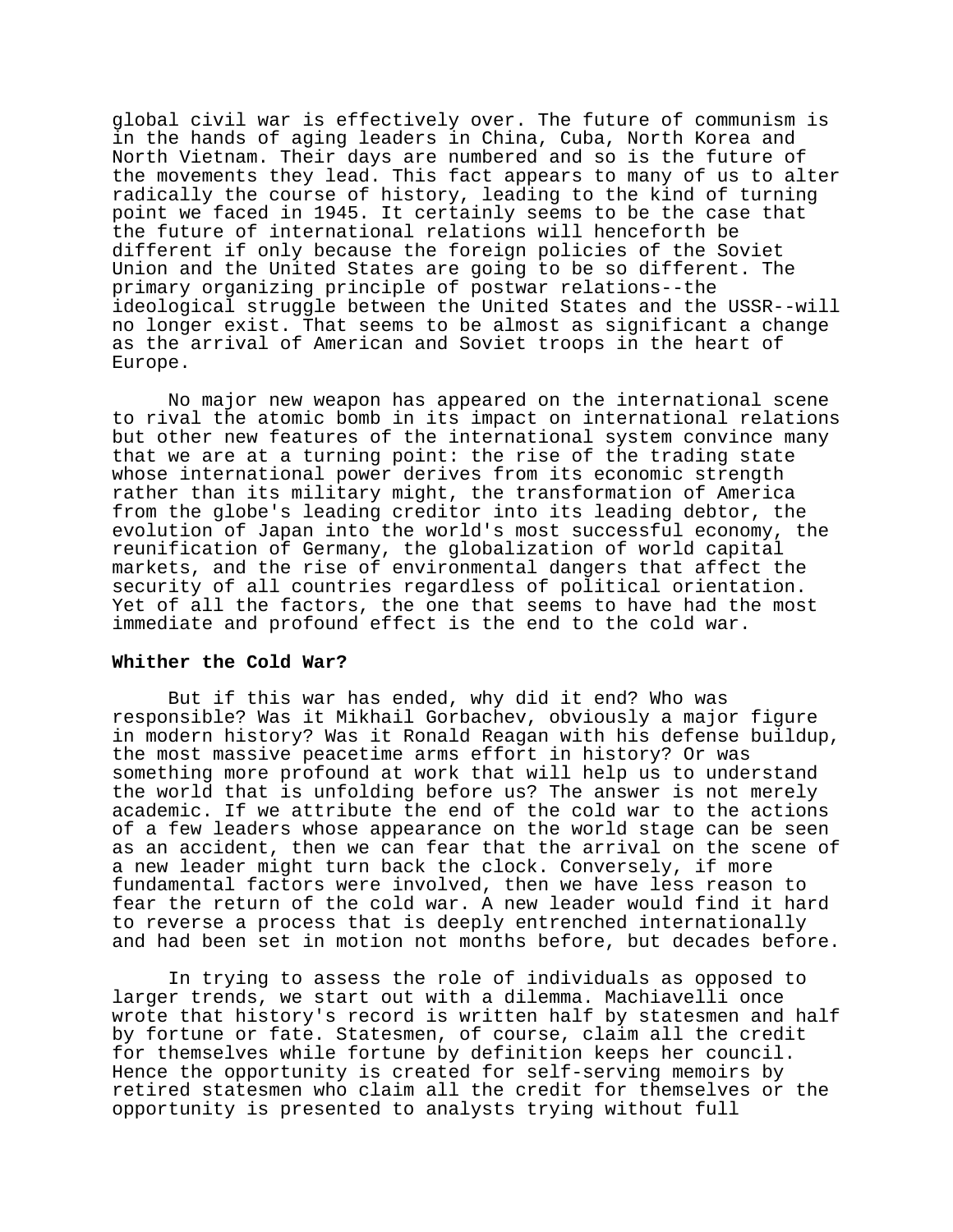global civil war is effectively over. The future of communism is in the hands of aging leaders in China, Cuba, North Korea and North Vietnam. Their days are numbered and so is the future of the movements they lead. This fact appears to many of us to alter radically the course of history, leading to the kind of turning point we faced in 1945. It certainly seems to be the case that the future of international relations will henceforth be different if only because the foreign policies of the Soviet Union and the United States are going to be so different. The primary organizing principle of postwar relations--the ideological struggle between the United States and the USSR--will no longer exist. That seems to be almost as significant a change as the arrival of American and Soviet troops in the heart of Europe.

No major new weapon has appeared on the international scene to rival the atomic bomb in its impact on international relations but other new features of the international system convince many that we are at a turning point: the rise of the trading state whose international power derives from its economic strength rather than its military might, the transformation of America from the globe's leading creditor into its leading debtor, the evolution of Japan into the world's most successful economy, the reunification of Germany, the globalization of world capital markets, and the rise of environmental dangers that affect the security of all countries regardless of political orientation. Yet of all the factors, the one that seems to have had the most immediate and profound effect is the end to the cold war.

**Whither the Cold War?**

But if this war has ended, why did it end? Who was responsible? Was it Mikhail Gorbachev, obviously a major figure in modern history? Was it Ronald Reagan with his defense buildup, the most massive peacetime arms effort in history? Or was something more profound at work that will help us to understand the world that is unfolding before us? The answer is not merely academic. If we attribute the end of the cold war to the actions of a few leaders whose appearance on the world stage can be seen as an accident, then we can fear that the arrival on the scene of a new leader might turn back the clock. Conversely, if more fundamental factors were involved, then we have less reason to fear the return of the cold war. A new leader would find it hard to reverse a process that is deeply entrenched internationally and had been set in motion not months before, but decades before.

In trying to assess the role of individuals as opposed to larger trends, we start out with a dilemma. Machiavelli once wrote that history's record is written half by statesmen and half by fortune or fate. Statesmen, of course, claim all the credit for themselves while fortune by definition keeps her council. Hence the opportunity is created for self-serving memoirs by retired statesmen who claim all the credit for themselves or the opportunity is presented to analysts trying without full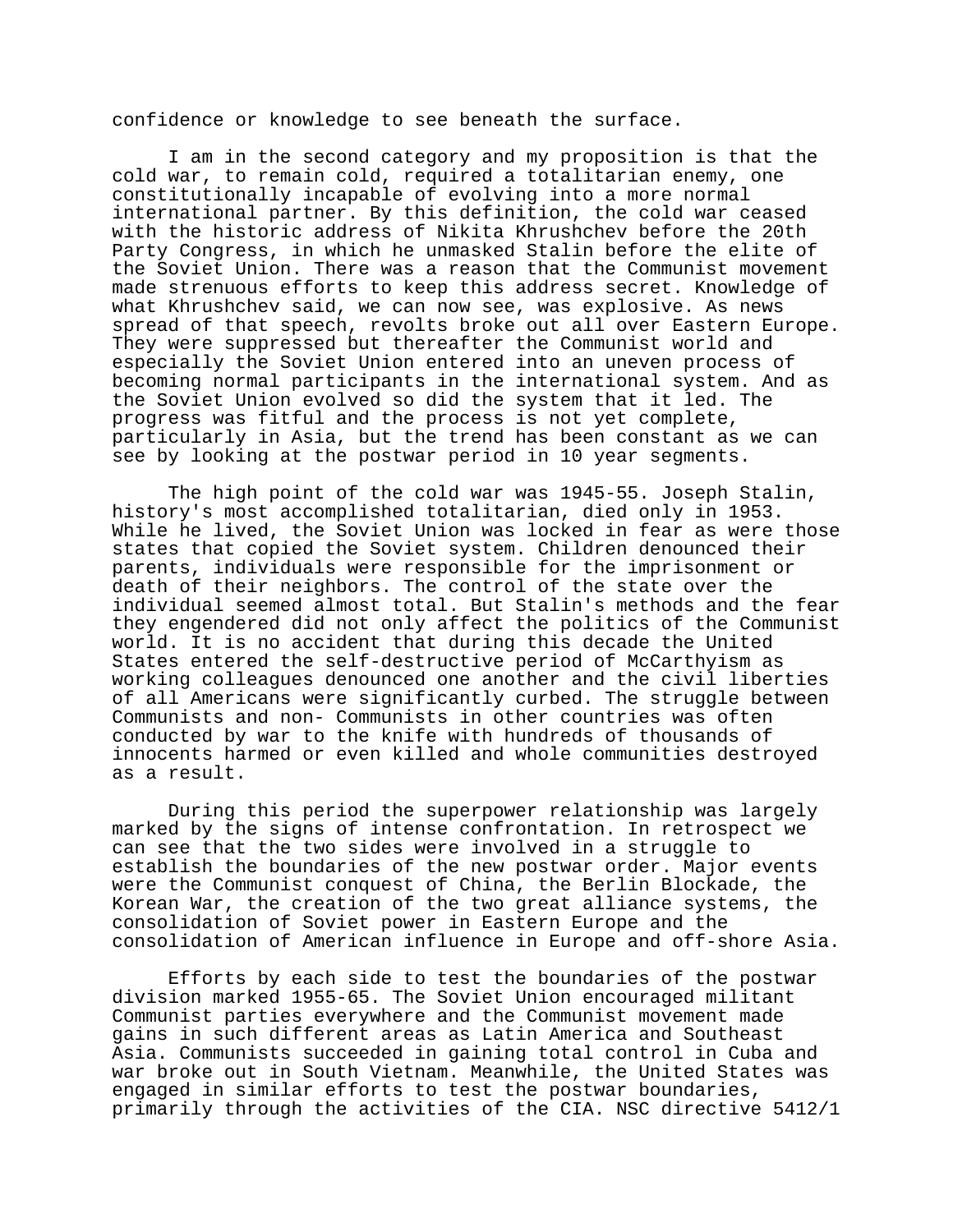confidence or knowledge to see beneath the surface.

I am in the second category and my proposition is that the cold war, to remain cold, required a totalitarian enemy, one constitutionally incapable of evolving into a more normal international partner. By this definition, the cold war ceased with the historic address of Nikita Khrushchev before the 20th Party Congress, in which he unmasked Stalin before the elite of the Soviet Union. There was a reason that the Communist movement made strenuous efforts to keep this address secret. Knowledge of what Khrushchev said, we can now see, was explosive. As news spread of that speech, revolts broke out all over Eastern Europe. They were suppressed but thereafter the Communist world and especially the Soviet Union entered into an uneven process of becoming normal participants in the international system. And as the Soviet Union evolved so did the system that it led. The progress was fitful and the process is not yet complete, particularly in Asia, but the trend has been constant as we can see by looking at the postwar period in 10 year segments.

The high point of the cold war was 1945-55. Joseph Stalin, history's most accomplished totalitarian, died only in 1953. While he lived, the Soviet Union was locked in fear as were those states that copied the Soviet system. Children denounced their parents, individuals were responsible for the imprisonment or death of their neighbors. The control of the state over the individual seemed almost total. But Stalin's methods and the fear they engendered did not only affect the politics of the Communist world. It is no accident that during this decade the United States entered the self-destructive period of McCarthyism as working colleagues denounced one another and the civil liberties of all Americans were significantly curbed. The struggle between Communists and non- Communists in other countries was often conducted by war to the knife with hundreds of thousands of innocents harmed or even killed and whole communities destroyed as a result.

During this period the superpower relationship was largely marked by the signs of intense confrontation. In retrospect we can see that the two sides were involved in a struggle to establish the boundaries of the new postwar order. Major events were the Communist conquest of China, the Berlin Blockade, the Korean War, the creation of the two great alliance systems, the consolidation of Soviet power in Eastern Europe and the consolidation of American influence in Europe and off-shore Asia.

Efforts by each side to test the boundaries of the postwar division marked 1955-65. The Soviet Union encouraged militant Communist parties everywhere and the Communist movement made gains in such different areas as Latin America and Southeast Asia. Communists succeeded in gaining total control in Cuba and war broke out in South Vietnam. Meanwhile, the United States was engaged in similar efforts to test the postwar boundaries, primarily through the activities of the CIA. NSC directive 5412/1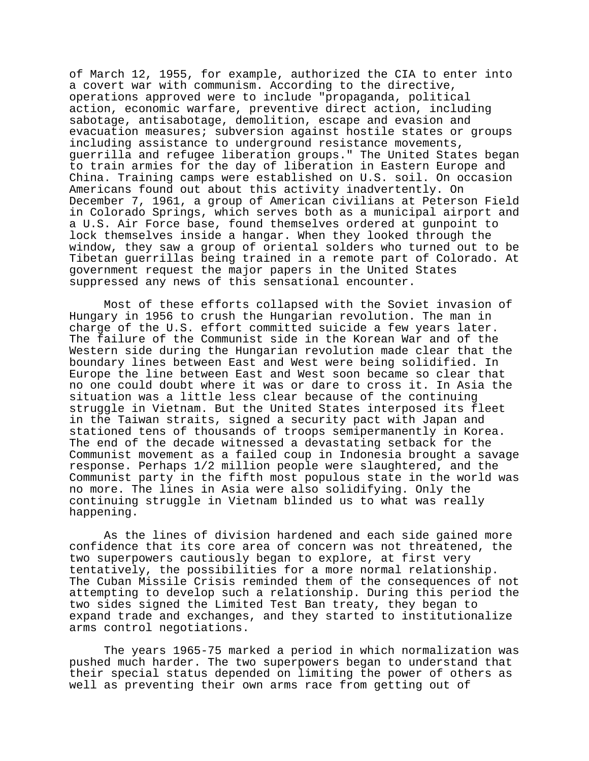of March 12, 1955, for example, authorized the CIA to enter into a covert war with communism. According to the directive, operations approved were to include "propaganda, political action, economic warfare, preventive direct action, including sabotage, antisabotage, demolition, escape and evasion and evacuation measures; subversion against hostile states or groups including assistance to underground resistance movements, guerrilla and refugee liberation groups." The United States began to train armies for the day of liberation in Eastern Europe and China. Training camps were established on U.S. soil. On occasion Americans found out about this activity inadvertently. On December 7, 1961, a group of American civilians at Peterson Field in Colorado Springs, which serves both as a municipal airport and a U.S. Air Force base, found themselves ordered at gunpoint to lock themselves inside a hangar. When they looked through the window, they saw a group of oriental solders who turned out to be Tibetan guerrillas being trained in a remote part of Colorado. At government request the major papers in the United States suppressed any news of this sensational encounter.

Most of these efforts collapsed with the Soviet invasion of Hungary in 1956 to crush the Hungarian revolution. The man in charge of the U.S. effort committed suicide a few years later. The failure of the Communist side in the Korean War and of the Western side during the Hungarian revolution made clear that the boundary lines between East and West were being solidified. In Europe the line between East and West soon became so clear that no one could doubt where it was or dare to cross it. In Asia the situation was a little less clear because of the continuing struggle in Vietnam. But the United States interposed its fleet in the Taiwan straits, signed a security pact with Japan and stationed tens of thousands of troops semipermanently in Korea. The end of the decade witnessed a devastating setback for the Communist movement as a failed coup in Indonesia brought a savage response. Perhaps 1/2 million people were slaughtered, and the Communist party in the fifth most populous state in the world was no more. The lines in Asia were also solidifying. Only the continuing struggle in Vietnam blinded us to what was really happening.

As the lines of division hardened and each side gained more confidence that its core area of concern was not threatened, the two superpowers cautiously began to explore, at first very tentatively, the possibilities for a more normal relationship. The Cuban Missile Crisis reminded them of the consequences of not attempting to develop such a relationship. During this period the two sides signed the Limited Test Ban treaty, they began to expand trade and exchanges, and they started to institutionalize arms control negotiations.

The years 1965-75 marked a period in which normalization was pushed much harder. The two superpowers began to understand that their special status depended on limiting the power of others as well as preventing their own arms race from getting out of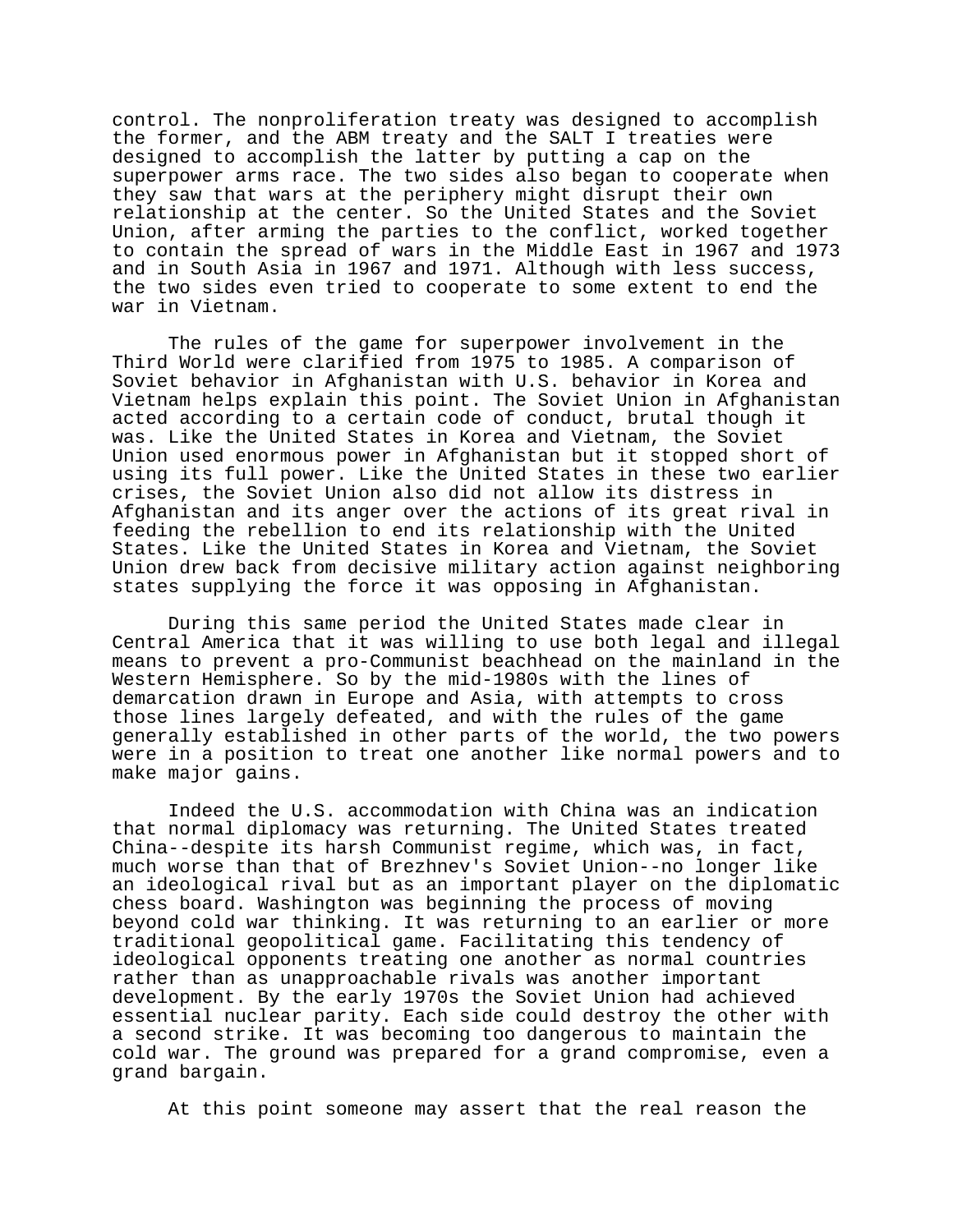control. The nonproliferation treaty was designed to accomplish the former, and the ABM treaty and the SALT I treaties were designed to accomplish the latter by putting a cap on the superpower arms race. The two sides also began to cooperate when they saw that wars at the periphery might disrupt their own relationship at the center. So the United States and the Soviet Union, after arming the parties to the conflict, worked together to contain the spread of wars in the Middle East in 1967 and 1973 and in South Asia in 1967 and 1971. Although with less success, the two sides even tried to cooperate to some extent to end the war in Vietnam.

The rules of the game for superpower involvement in the Third World were clarified from 1975 to 1985. A comparison of Soviet behavior in Afghanistan with U.S. behavior in Korea and Vietnam helps explain this point. The Soviet Union in Afghanistan acted according to a certain code of conduct, brutal though it was. Like the United States in Korea and Vietnam, the Soviet Union used enormous power in Afghanistan but it stopped short of using its full power. Like the United States in these two earlier crises, the Soviet Union also did not allow its distress in Afghanistan and its anger over the actions of its great rival in feeding the rebellion to end its relationship with the United States. Like the United States in Korea and Vietnam, the Soviet Union drew back from decisive military action against neighboring states supplying the force it was opposing in Afghanistan.

During this same period the United States made clear in Central America that it was willing to use both legal and illegal means to prevent a pro-Communist beachhead on the mainland in the Western Hemisphere. So by the mid-1980s with the lines of demarcation drawn in Europe and Asia, with attempts to cross those lines largely defeated, and with the rules of the game generally established in other parts of the world, the two powers were in a position to treat one another like normal powers and to make major gains.

Indeed the U.S. accommodation with China was an indication that normal diplomacy was returning. The United States treated China--despite its harsh Communist regime, which was, in fact, much worse than that of Brezhnev's Soviet Union--no longer like an ideological rival but as an important player on the diplomatic chess board. Washington was beginning the process of moving beyond cold war thinking. It was returning to an earlier or more traditional geopolitical game. Facilitating this tendency of ideological opponents treating one another as normal countries rather than as unapproachable rivals was another important development. By the early 1970s the Soviet Union had achieved essential nuclear parity. Each side could destroy the other with a second strike. It was becoming too dangerous to maintain the cold war. The ground was prepared for a grand compromise, even a grand bargain.

At this point someone may assert that the real reason the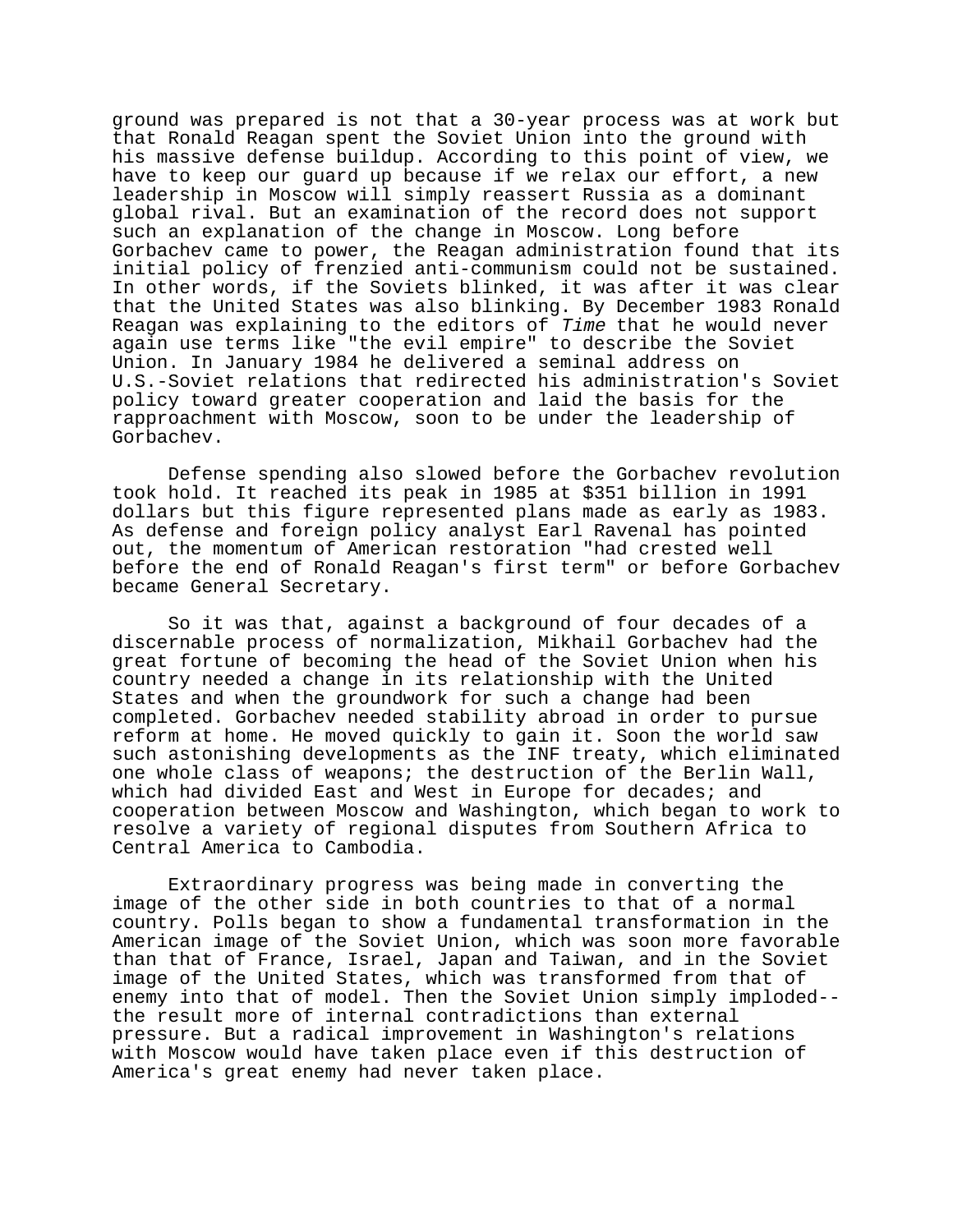ground was prepared is not that a 30-year process was at work but that Ronald Reagan spent the Soviet Union into the ground with his massive defense buildup. According to this point of view, we have to keep our guard up because if we relax our effort, a new leadership in Moscow will simply reassert Russia as a dominant global rival. But an examination of the record does not support such an explanation of the change in Moscow. Long before Gorbachev came to power, the Reagan administration found that its initial policy of frenzied anti-communism could not be sustained. In other words, if the Soviets blinked, it was after it was clear that the United States was also blinking. By December 1983 Ronald Reagan was explaining to the editors of *Time* that he would never again use terms like "the evil empire" to describe the Soviet Union. In January 1984 he delivered a seminal address on U.S.-Soviet relations that redirected his administration's Soviet policy toward greater cooperation and laid the basis for the rapproachment with Moscow, soon to be under the leadership of Gorbachev.

Defense spending also slowed before the Gorbachev revolution took hold. It reached its peak in 1985 at $351 billion in 1991 dollars but this figure represented plans made as early as 1983. As defense and foreign policy analyst Earl Ravenal has pointed out, the momentum of American restoration "had crested well before the end of Ronald Reagan's first term" or before Gorbachev became General Secretary.

So it was that, against a background of four decades of a discernable process of normalization, Mikhail Gorbachev had the great fortune of becoming the head of the Soviet Union when his country needed a change in its relationship with the United States and when the groundwork for such a change had been completed. Gorbachev needed stability abroad in order to pursue reform at home. He moved quickly to gain it. Soon the world saw such astonishing developments as the INF treaty, which eliminated one whole class of weapons; the destruction of the Berlin Wall, which had divided East and West in Europe for decades; and cooperation between Moscow and Washington, which began to work to resolve a variety of regional disputes from Southern Africa to Central America to Cambodia.

Extraordinary progress was being made in converting the image of the other side in both countries to that of a normal country. Polls began to show a fundamental transformation in the American image of the Soviet Union, which was soon more favorable than that of France, Israel, Japan and Taiwan, and in the Soviet image of the United States, which was transformed from that of enemy into that of model. Then the Soviet Union simply imploded--the result more of internal contradictions than external pressure. But a radical improvement in Washington's relations with Moscow would have taken place even if this destruction of America's great enemy had never taken place.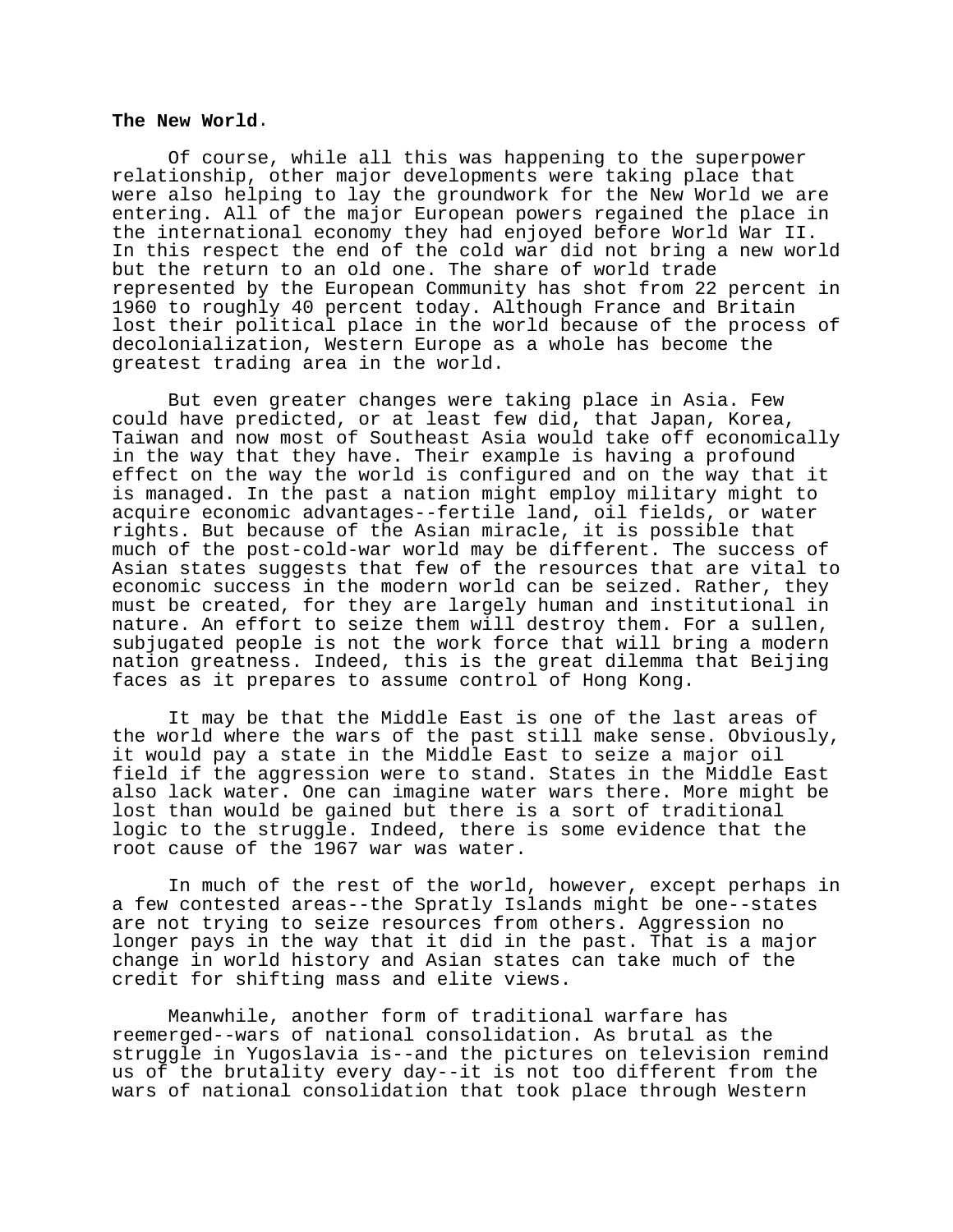**The New World.**

Of course, while all this was happening to the superpower relationship, other major developments were taking place that were also helping to lay the groundwork for the New World we are entering. All of the major European powers regained the place in the international economy they had enjoyed before World War II. In this respect the end of the cold war did not bring a new world but the return to an old one. The share of world trade represented by the European Community has shot from 22 percent in 1960 to roughly 40 percent today. Although France and Britain lost their political place in the world because of the process of decolonialization, Western Europe as a whole has become the greatest trading area in the world.

But even greater changes were taking place in Asia. Few could have predicted, or at least few did, that Japan, Korea, Taiwan and now most of Southeast Asia would take off economically in the way that they have. Their example is having a profound effect on the way the world is configured and on the way that it is managed. In the past a nation might employ military might to acquire economic advantages--fertile land, oil fields, or water rights. But because of the Asian miracle, it is possible that much of the post-cold-war world may be different. The success of Asian states suggests that few of the resources that are vital to economic success in the modern world can be seized. Rather, they must be created, for they are largely human and institutional in nature. An effort to seize them will destroy them. For a sullen, subjugated people is not the work force that will bring a modern nation greatness. Indeed, this is the great dilemma that Beijing faces as it prepares to assume control of Hong Kong.

It may be that the Middle East is one of the last areas of the world where the wars of the past still make sense. Obviously, it would pay a state in the Middle East to seize a major oil field if the aggression were to stand. States in the Middle East also lack water. One can imagine water wars there. More might be lost than would be gained but there is a sort of traditional logic to the struggle. Indeed, there is some evidence that the root cause of the 1967 war was water.

In much of the rest of the world, however, except perhaps in a few contested areas--the Spratly Islands might be one--states are not trying to seize resources from others. Aggression no longer pays in the way that it did in the past. That is a major change in world history and Asian states can take much of the credit for shifting mass and elite views.

Meanwhile, another form of traditional warfare has reemerged--wars of national consolidation. As brutal as the struggle in Yugoslavia is--and the pictures on television remind us of the brutality every day--it is not too different from the wars of national consolidation that took place through Western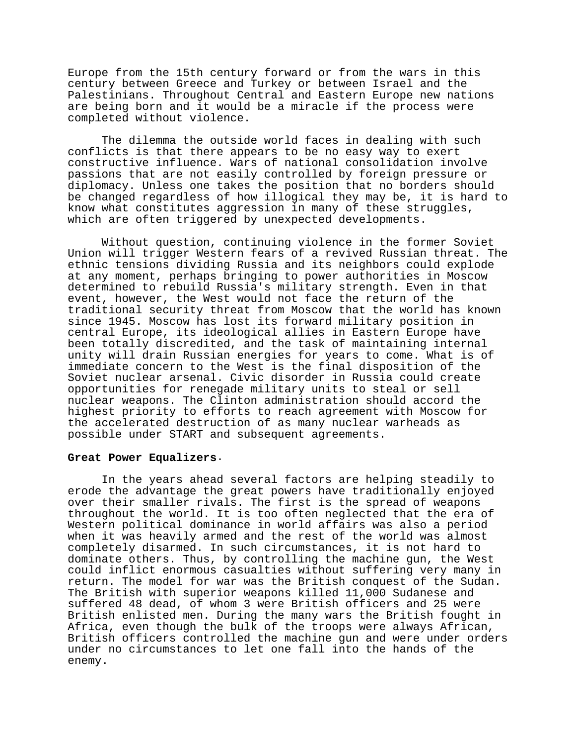Europe from the 15th century forward or from the wars in this century between Greece and Turkey or between Israel and the Palestinians. Throughout Central and Eastern Europe new nations are being born and it would be a miracle if the process were completed without violence.

The dilemma the outside world faces in dealing with such conflicts is that there appears to be no easy way to exert constructive influence. Wars of national consolidation involve passions that are not easily controlled by foreign pressure or diplomacy. Unless one takes the position that no borders should be changed regardless of how illogical they may be, it is hard to know what constitutes aggression in many of these struggles, which are often triggered by unexpected developments.

Without question, continuing violence in the former Soviet Union will trigger Western fears of a revived Russian threat. The ethnic tensions dividing Russia and its neighbors could explode at any moment, perhaps bringing to power authorities in Moscow determined to rebuild Russia's military strength. Even in that event, however, the West would not face the return of the traditional security threat from Moscow that the world has known since 1945. Moscow has lost its forward military position in central Europe, its ideological allies in Eastern Europe have been totally discredited, and the task of maintaining internal unity will drain Russian energies for years to come. What is of immediate concern to the West is the final disposition of the Soviet nuclear arsenal. Civic disorder in Russia could create opportunities for renegade military units to steal or sell nuclear weapons. The Clinton administration should accord the highest priority to efforts to reach agreement with Moscow for the accelerated destruction of as many nuclear warheads as possible under START and subsequent agreements.

**Great Power Equalizers.**

In the years ahead several factors are helping steadily to erode the advantage the great powers have traditionally enjoyed over their smaller rivals. The first is the spread of weapons throughout the world. It is too often neglected that the era of Western political dominance in world affairs was also a period when it was heavily armed and the rest of the world was almost completely disarmed. In such circumstances, it is not hard to dominate others. Thus, by controlling the machine gun, the West could inflict enormous casualties without suffering very many in return. The model for war was the British conquest of the Sudan. The British with superior weapons killed 11,000 Sudanese and suffered 48 dead, of whom 3 were British officers and 25 were British enlisted men. During the many wars the British fought in Africa, even though the bulk of the troops were always African, British officers controlled the machine gun and were under orders under no circumstances to let one fall into the hands of the enemy.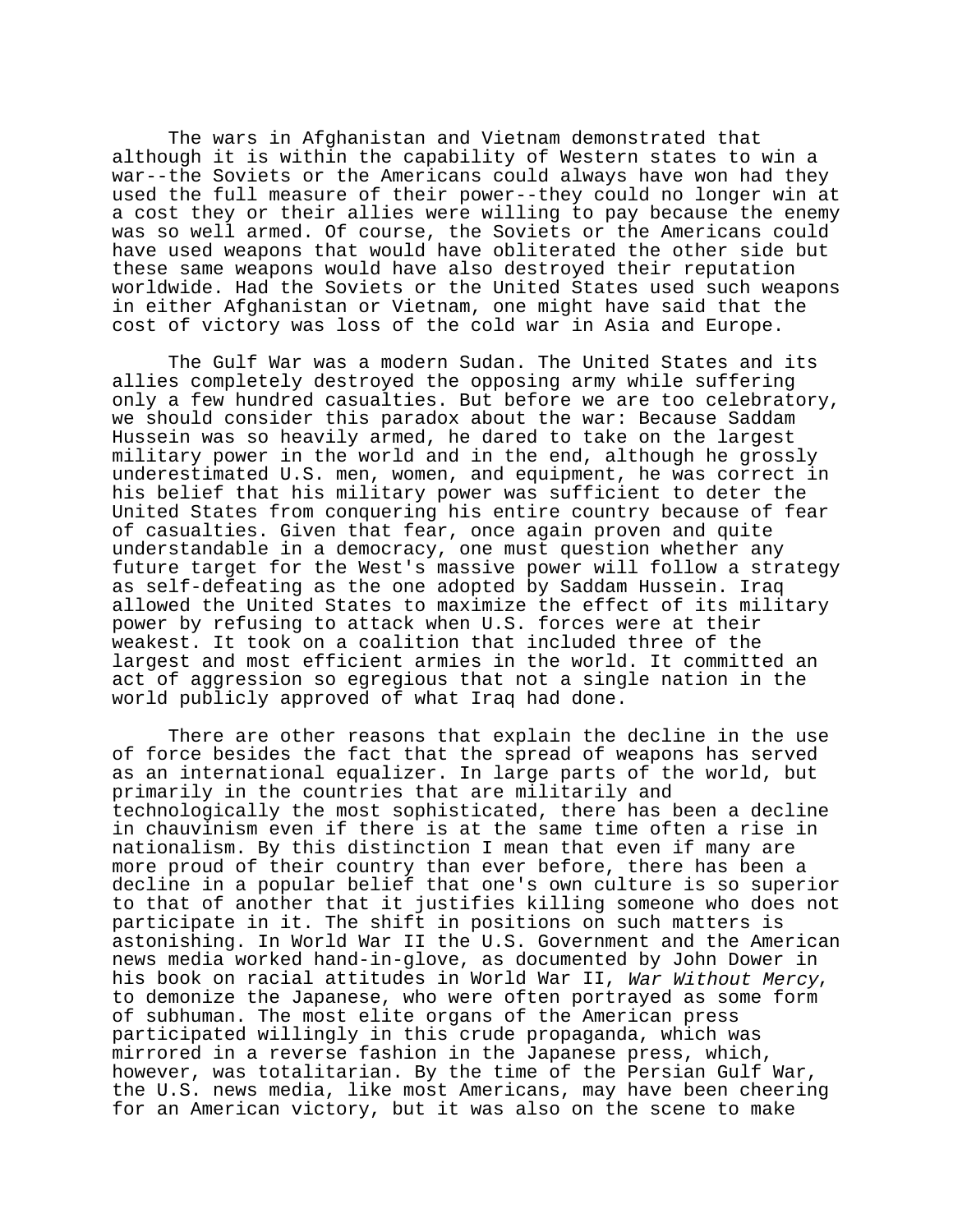The wars in Afghanistan and Vietnam demonstrated that although it is within the capability of Western states to win a war--the Soviets or the Americans could always have won had they used the full measure of their power--they could no longer win at a cost they or their allies were willing to pay because the enemy was so well armed. Of course, the Soviets or the Americans could have used weapons that would have obliterated the other side but these same weapons would have also destroyed their reputation worldwide. Had the Soviets or the United States used such weapons in either Afghanistan or Vietnam, one might have said that the cost of victory was loss of the cold war in Asia and Europe.

The Gulf War was a modern Sudan. The United States and its allies completely destroyed the opposing army while suffering only a few hundred casualties. But before we are too celebratory, we should consider this paradox about the war: Because Saddam Hussein was so heavily armed, he dared to take on the largest military power in the world and in the end, although he grossly underestimated U.S. men, women, and equipment, he was correct in his belief that his military power was sufficient to deter the United States from conquering his entire country because of fear of casualties. Given that fear, once again proven and quite understandable in a democracy, one must question whether any future target for the West's massive power will follow a strategy as self-defeating as the one adopted by Saddam Hussein. Iraq allowed the United States to maximize the effect of its military power by refusing to attack when U.S. forces were at their weakest. It took on a coalition that included three of the largest and most efficient armies in the world. It committed an act of aggression so egregious that not a single nation in the world publicly approved of what Iraq had done.

There are other reasons that explain the decline in the use of force besides the fact that the spread of weapons has served as an international equalizer. In large parts of the world, but primarily in the countries that are militarily and technologically the most sophisticated, there has been a decline in chauvinism even if there is at the same time often a rise in nationalism. By this distinction I mean that even if many are more proud of their country than ever before, there has been a decline in a popular belief that one's own culture is so superior to that of another that it justifies killing someone who does not participate in it. The shift in positions on such matters is astonishing. In World War II the U.S. Government and the American news media worked hand-in-glove, as documented by John Dower in his book on racial attitudes in World War II, *War Without Mercy*, to demonize the Japanese, who were often portrayed as some form of subhuman. The most elite organs of the American press participated willingly in this crude propaganda, which was mirrored in a reverse fashion in the Japanese press, which, however, was totalitarian. By the time of the Persian Gulf War, the U.S. news media, like most Americans, may have been cheering for an American victory, but it was also on the scene to make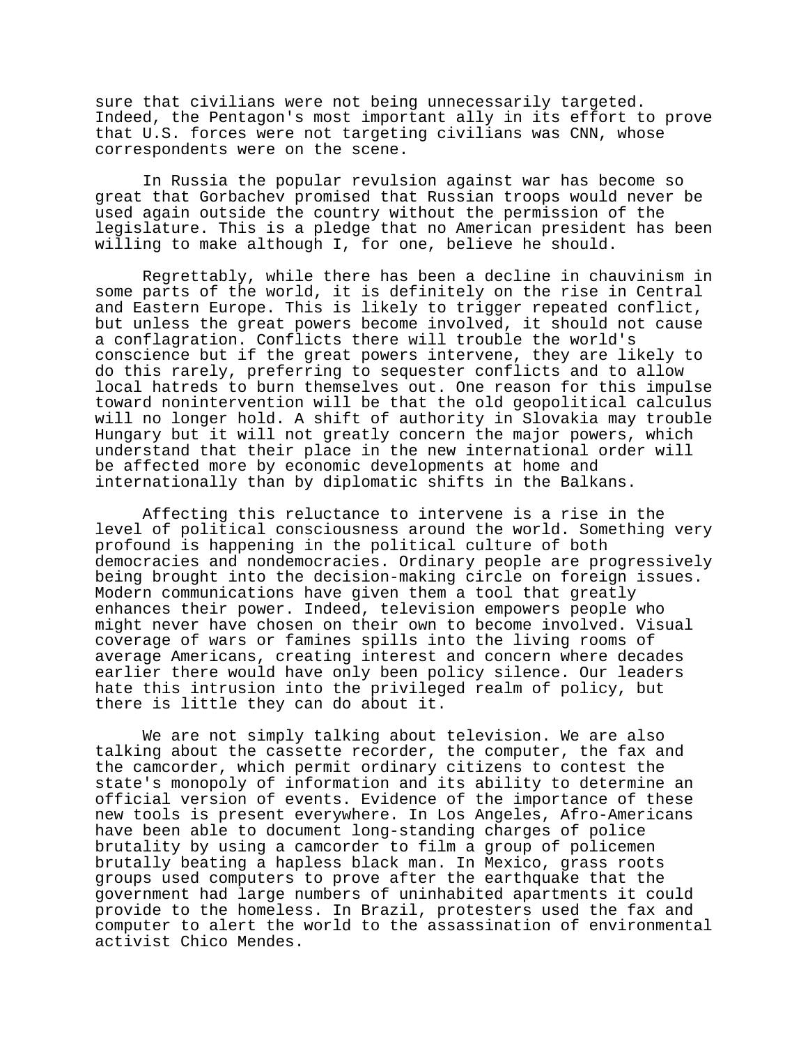sure that civilians were not being unnecessarily targeted. Indeed, the Pentagon's most important ally in its effort to prove that U.S. forces were not targeting civilians was CNN, whose correspondents were on the scene.

In Russia the popular revulsion against war has become so great that Gorbachev promised that Russian troops would never be used again outside the country without the permission of the legislature. This is a pledge that no American president has been willing to make although I, for one, believe he should.

Regrettably, while there has been a decline in chauvinism in some parts of the world, it is definitely on the rise in Central and Eastern Europe. This is likely to trigger repeated conflict, but unless the great powers become involved, it should not cause a conflagration. Conflicts there will trouble the world's conscience but if the great powers intervene, they are likely to do this rarely, preferring to sequester conflicts and to allow local hatreds to burn themselves out. One reason for this impulse toward nonintervention will be that the old geopolitical calculus will no longer hold. A shift of authority in Slovakia may trouble Hungary but it will not greatly concern the major powers, which understand that their place in the new international order will be affected more by economic developments at home and internationally than by diplomatic shifts in the Balkans.

Affecting this reluctance to intervene is a rise in the level of political consciousness around the world. Something very profound is happening in the political culture of both democracies and nondemocracies. Ordinary people are progressively being brought into the decision-making circle on foreign issues. Modern communications have given them a tool that greatly enhances their power. Indeed, television empowers people who might never have chosen on their own to become involved. Visual coverage of wars or famines spills into the living rooms of average Americans, creating interest and concern where decades earlier there would have only been policy silence. Our leaders hate this intrusion into the privileged realm of policy, but there is little they can do about it.

We are not simply talking about television. We are also talking about the cassette recorder, the computer, the fax and the camcorder, which permit ordinary citizens to contest the state's monopoly of information and its ability to determine an official version of events. Evidence of the importance of these new tools is present everywhere. In Los Angeles, Afro-Americans have been able to document long-standing charges of police brutality by using a camcorder to film a group of policemen brutally beating a hapless black man. In Mexico, grass roots groups used computers to prove after the earthquake that the government had large numbers of uninhabited apartments it could provide to the homeless. In Brazil, protesters used the fax and computer to alert the world to the assassination of environmental activist Chico Mendes.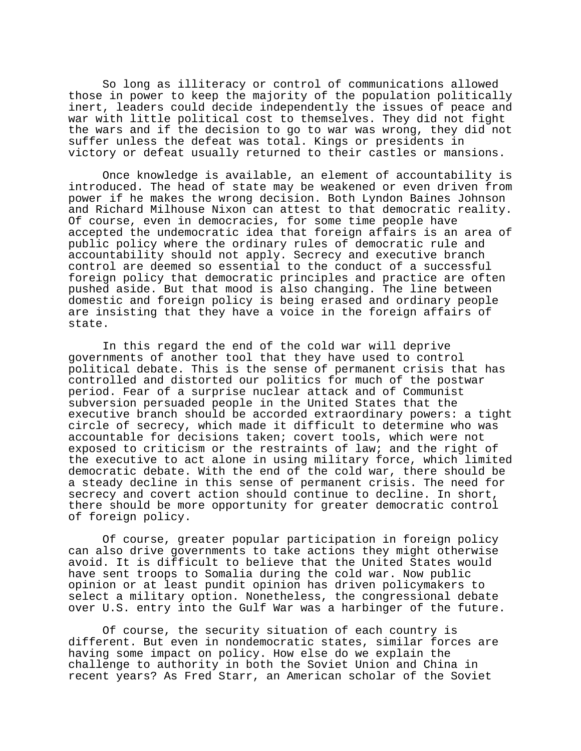So long as illiteracy or control of communications allowed those in power to keep the majority of the population politically inert, leaders could decide independently the issues of peace and war with little political cost to themselves. They did not fight the wars and if the decision to go to war was wrong, they did not suffer unless the defeat was total. Kings or presidents in victory or defeat usually returned to their castles or mansions.

Once knowledge is available, an element of accountability is introduced. The head of state may be weakened or even driven from power if he makes the wrong decision. Both Lyndon Baines Johnson and Richard Milhouse Nixon can attest to that democratic reality. Of course, even in democracies, for some time people have accepted the undemocratic idea that foreign affairs is an area of public policy where the ordinary rules of democratic rule and accountability should not apply. Secrecy and executive branch control are deemed so essential to the conduct of a successful foreign policy that democratic principles and practice are often pushed aside. But that mood is also changing. The line between domestic and foreign policy is being erased and ordinary people are insisting that they have a voice in the foreign affairs of state.

In this regard the end of the cold war will deprive governments of another tool that they have used to control political debate. This is the sense of permanent crisis that has controlled and distorted our politics for much of the postwar period. Fear of a surprise nuclear attack and of Communist subversion persuaded people in the United States that the executive branch should be accorded extraordinary powers: a tight circle of secrecy, which made it difficult to determine who was accountable for decisions taken; covert tools, which were not exposed to criticism or the restraints of law; and the right of the executive to act alone in using military force, which limited democratic debate. With the end of the cold war, there should be a steady decline in this sense of permanent crisis. The need for secrecy and covert action should continue to decline. In short, there should be more opportunity for greater democratic control of foreign policy.

Of course, greater popular participation in foreign policy can also drive governments to take actions they might otherwise avoid. It is difficult to believe that the United States would have sent troops to Somalia during the cold war. Now public opinion or at least pundit opinion has driven policymakers to select a military option. Nonetheless, the congressional debate over U.S. entry into the Gulf War was a harbinger of the future.

Of course, the security situation of each country is different. But even in nondemocratic states, similar forces are having some impact on policy. How else do we explain the challenge to authority in both the Soviet Union and China in recent years? As Fred Starr, an American scholar of the Soviet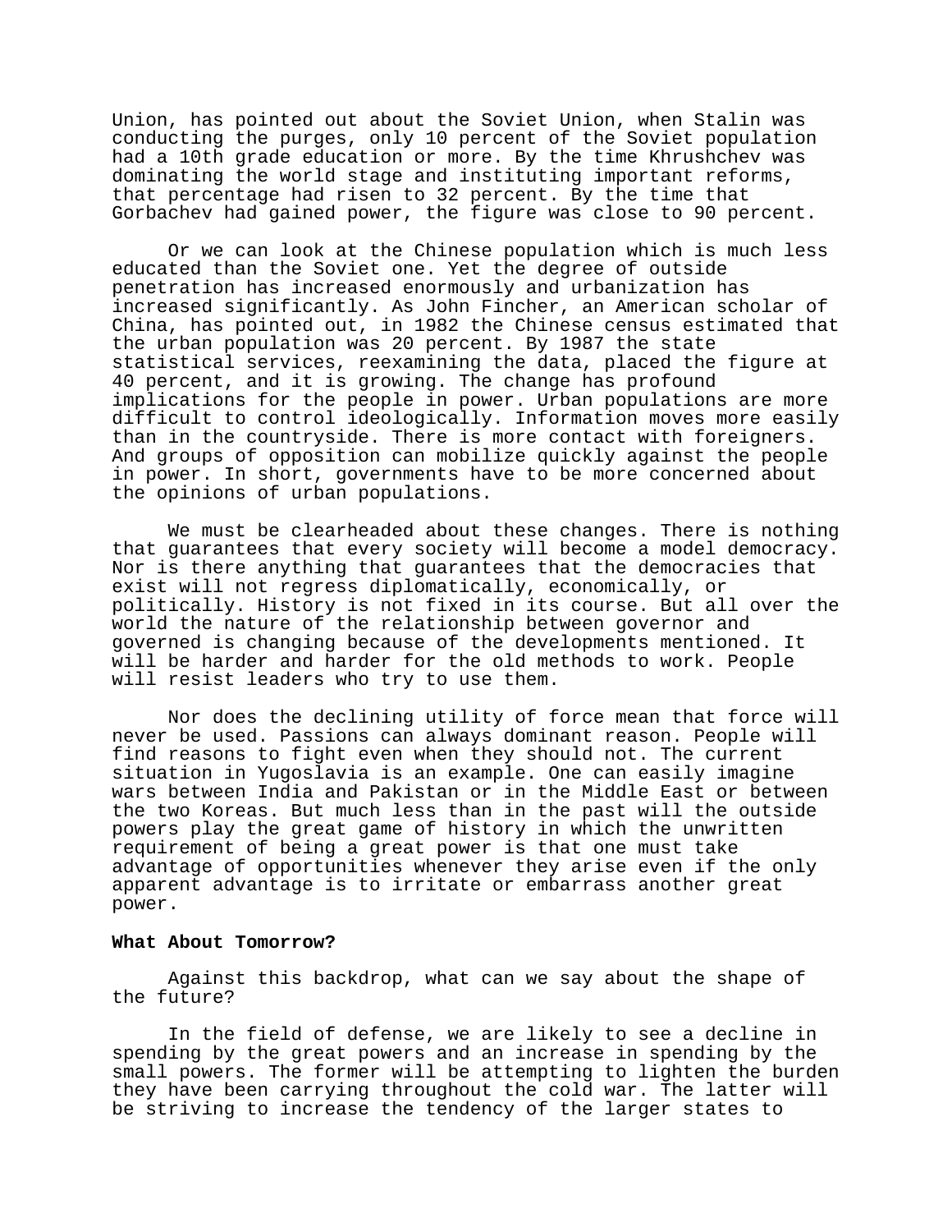Union, has pointed out about the Soviet Union, when Stalin was conducting the purges, only 10 percent of the Soviet population had a 10th grade education or more. By the time Khrushchev was dominating the world stage and instituting important reforms, that percentage had risen to 32 percent. By the time that Gorbachev had gained power, the figure was close to 90 percent.

Or we can look at the Chinese population which is much less educated than the Soviet one. Yet the degree of outside penetration has increased enormously and urbanization has increased significantly. As John Fincher, an American scholar of China, has pointed out, in 1982 the Chinese census estimated that the urban population was 20 percent. By 1987 the state statistical services, reexamining the data, placed the figure at 40 percent, and it is growing. The change has profound implications for the people in power. Urban populations are more difficult to control ideologically. Information moves more easily than in the countryside. There is more contact with foreigners. And groups of opposition can mobilize quickly against the people in power. In short, governments have to be more concerned about the opinions of urban populations.

We must be clearheaded about these changes. There is nothing that guarantees that every society will become a model democracy. Nor is there anything that guarantees that the democracies that exist will not regress diplomatically, economically, or politically. History is not fixed in its course. But all over the world the nature of the relationship between governor and governed is changing because of the developments mentioned. It will be harder and harder for the old methods to work. People will resist leaders who try to use them.

Nor does the declining utility of force mean that force will never be used. Passions can always dominant reason. People will find reasons to fight even when they should not. The current situation in Yugoslavia is an example. One can easily imagine wars between India and Pakistan or in the Middle East or between the two Koreas. But much less than in the past will the outside powers play the great game of history in which the unwritten requirement of being a great power is that one must take advantage of opportunities whenever they arise even if the only apparent advantage is to irritate or embarrass another great power.

**What About Tomorrow?**

Against this backdrop, what can we say about the shape of the future?

In the field of defense, we are likely to see a decline in spending by the great powers and an increase in spending by the small powers. The former will be attempting to lighten the burden they have been carrying throughout the cold war. The latter will be striving to increase the tendency of the larger states to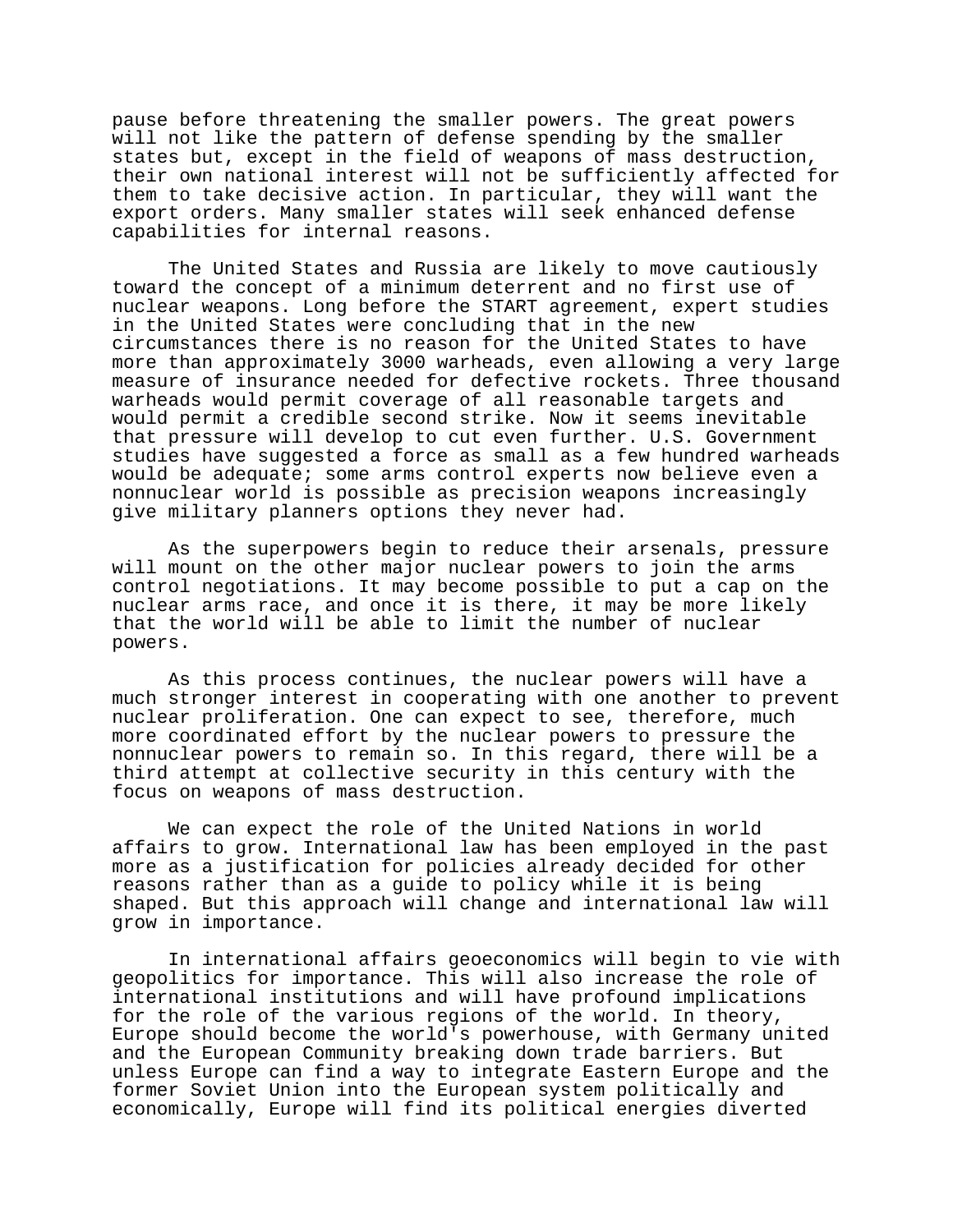pause before threatening the smaller powers. The great powers will not like the pattern of defense spending by the smaller states but, except in the field of weapons of mass destruction, their own national interest will not be sufficiently affected for them to take decisive action. In particular, they will want the export orders. Many smaller states will seek enhanced defense capabilities for internal reasons.

The United States and Russia are likely to move cautiously toward the concept of a minimum deterrent and no first use of nuclear weapons. Long before the START agreement, expert studies in the United States were concluding that in the new circumstances there is no reason for the United States to have more than approximately 3000 warheads, even allowing a very large measure of insurance needed for defective rockets. Three thousand warheads would permit coverage of all reasonable targets and would permit a credible second strike. Now it seems inevitable that pressure will develop to cut even further. U.S. Government studies have suggested a force as small as a few hundred warheads would be adequate; some arms control experts now believe even a nonnuclear world is possible as precision weapons increasingly give military planners options they never had.

As the superpowers begin to reduce their arsenals, pressure will mount on the other major nuclear powers to join the arms control negotiations. It may become possible to put a cap on the nuclear arms race, and once it is there, it may be more likely that the world will be able to limit the number of nuclear powers.

As this process continues, the nuclear powers will have a much stronger interest in cooperating with one another to prevent nuclear proliferation. One can expect to see, therefore, much more coordinated effort by the nuclear powers to pressure the nonnuclear powers to remain so. In this regard, there will be a third attempt at collective security in this century with the focus on weapons of mass destruction.

We can expect the role of the United Nations in world affairs to grow. International law has been employed in the past more as a justification for policies already decided for other reasons rather than as a guide to policy while it is being shaped. But this approach will change and international law will grow in importance.

In international affairs geoeconomics will begin to vie with geopolitics for importance. This will also increase the role of international institutions and will have profound implications for the role of the various regions of the world. In theory, Europe should become the world's powerhouse, with Germany united and the European Community breaking down trade barriers. But unless Europe can find a way to integrate Eastern Europe and the former Soviet Union into the European system politically and economically, Europe will find its political energies diverted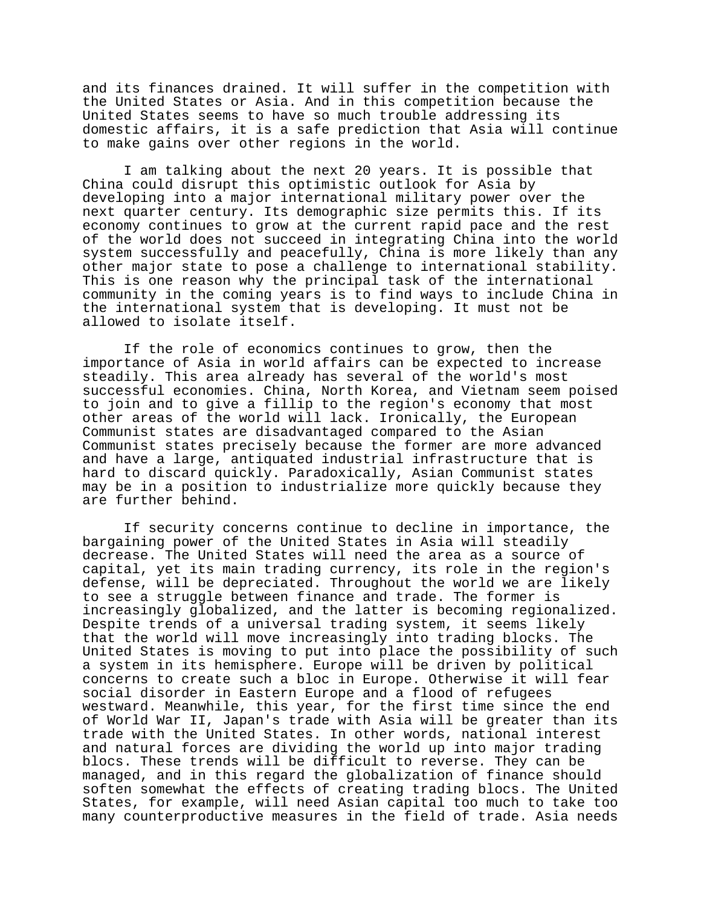and its finances drained. It will suffer in the competition with the United States or Asia. And in this competition because the United States seems to have so much trouble addressing its domestic affairs, it is a safe prediction that Asia will continue to make gains over other regions in the world.

I am talking about the next 20 years. It is possible that China could disrupt this optimistic outlook for Asia by developing into a major international military power over the next quarter century. Its demographic size permits this. If its economy continues to grow at the current rapid pace and the rest of the world does not succeed in integrating China into the world system successfully and peacefully, China is more likely than any other major state to pose a challenge to international stability. This is one reason why the principal task of the international community in the coming years is to find ways to include China in the international system that is developing. It must not be allowed to isolate itself.

If the role of economics continues to grow, then the importance of Asia in world affairs can be expected to increase steadily. This area already has several of the world's most successful economies. China, North Korea, and Vietnam seem poised to join and to give a fillip to the region's economy that most other areas of the world will lack. Ironically, the European Communist states are disadvantaged compared to the Asian Communist states precisely because the former are more advanced and have a large, antiquated industrial infrastructure that is hard to discard quickly. Paradoxically, Asian Communist states may be in a position to industrialize more quickly because they are further behind.

If security concerns continue to decline in importance, the bargaining power of the United States in Asia will steadily decrease. The United States will need the area as a source of capital, yet its main trading currency, its role in the region's defense, will be depreciated. Throughout the world we are likely to see a struggle between finance and trade. The former is increasingly globalized, and the latter is becoming regionalized. Despite trends of a universal trading system, it seems likely that the world will move increasingly into trading blocks. The United States is moving to put into place the possibility of such a system in its hemisphere. Europe will be driven by political concerns to create such a bloc in Europe. Otherwise it will fear social disorder in Eastern Europe and a flood of refugees westward. Meanwhile, this year, for the first time since the end of World War II, Japan's trade with Asia will be greater than its trade with the United States. In other words, national interest and natural forces are dividing the world up into major trading blocs. These trends will be difficult to reverse. They can be managed, and in this regard the globalization of finance should soften somewhat the effects of creating trading blocs. The United States, for example, will need Asian capital too much to take too many counterproductive measures in the field of trade. Asia needs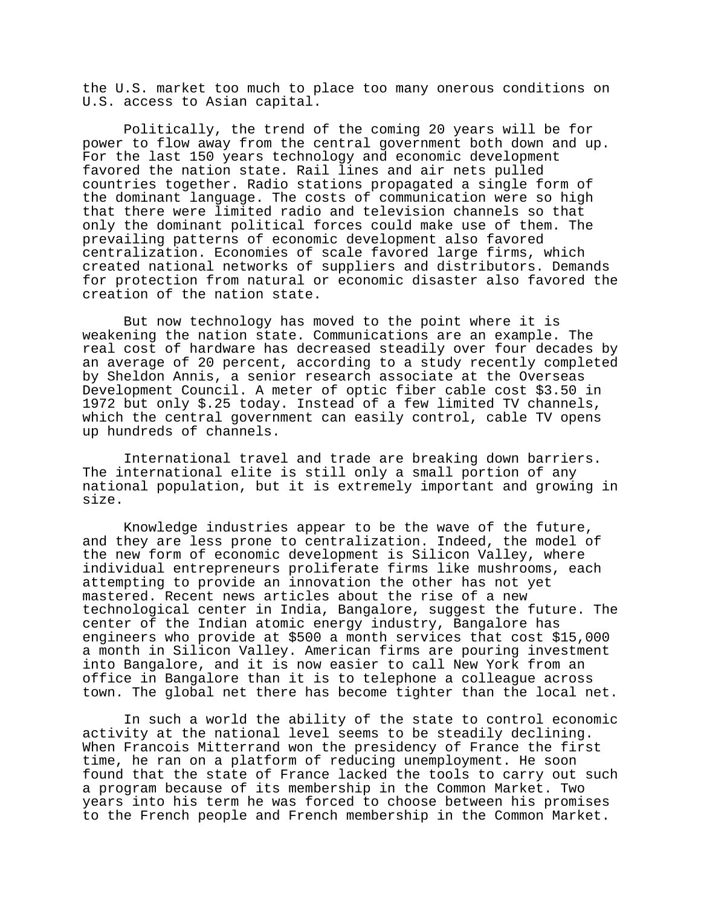the U.S. market too much to place too many onerous conditions on U.S. access to Asian capital.

Politically, the trend of the coming 20 years will be for power to flow away from the central government both down and up. For the last 150 years technology and economic development favored the nation state. Rail lines and air nets pulled countries together. Radio stations propagated a single form of the dominant language. The costs of communication were so high that there were limited radio and television channels so that only the dominant political forces could make use of them. The prevailing patterns of economic development also favored centralization. Economies of scale favored large firms, which created national networks of suppliers and distributors. Demands for protection from natural or economic disaster also favored the creation of the nation state.

But now technology has moved to the point where it is weakening the nation state. Communications are an example. The real cost of hardware has decreased steadily over four decades by an average of 20 percent, according to a study recently completed by Sheldon Annis, a senior research associate at the Overseas Development Council. A meter of optic fiber cable cost $3.50 in 1972 but only $.25 today. Instead of a few limited TV channels, which the central government can easily control, cable TV opens up hundreds of channels.

International travel and trade are breaking down barriers. The international elite is still only a small portion of any national population, but it is extremely important and growing in size.

Knowledge industries appear to be the wave of the future, and they are less prone to centralization. Indeed, the model of the new form of economic development is Silicon Valley, where individual entrepreneurs proliferate firms like mushrooms, each attempting to provide an innovation the other has not yet mastered. Recent news articles about the rise of a new technological center in India, Bangalore, suggest the future. The center of the Indian atomic energy industry, Bangalore has engineers who provide at $500 a month services that cost $15,000 a month in Silicon Valley. American firms are pouring investment into Bangalore, and it is now easier to call New York from an office in Bangalore than it is to telephone a colleague across town. The global net there has become tighter than the local net.

In such a world the ability of the state to control economic activity at the national level seems to be steadily declining. When Francois Mitterrand won the presidency of France the first time, he ran on a platform of reducing unemployment. He soon found that the state of France lacked the tools to carry out such a program because of its membership in the Common Market. Two years into his term he was forced to choose between his promises to the French people and French membership in the Common Market.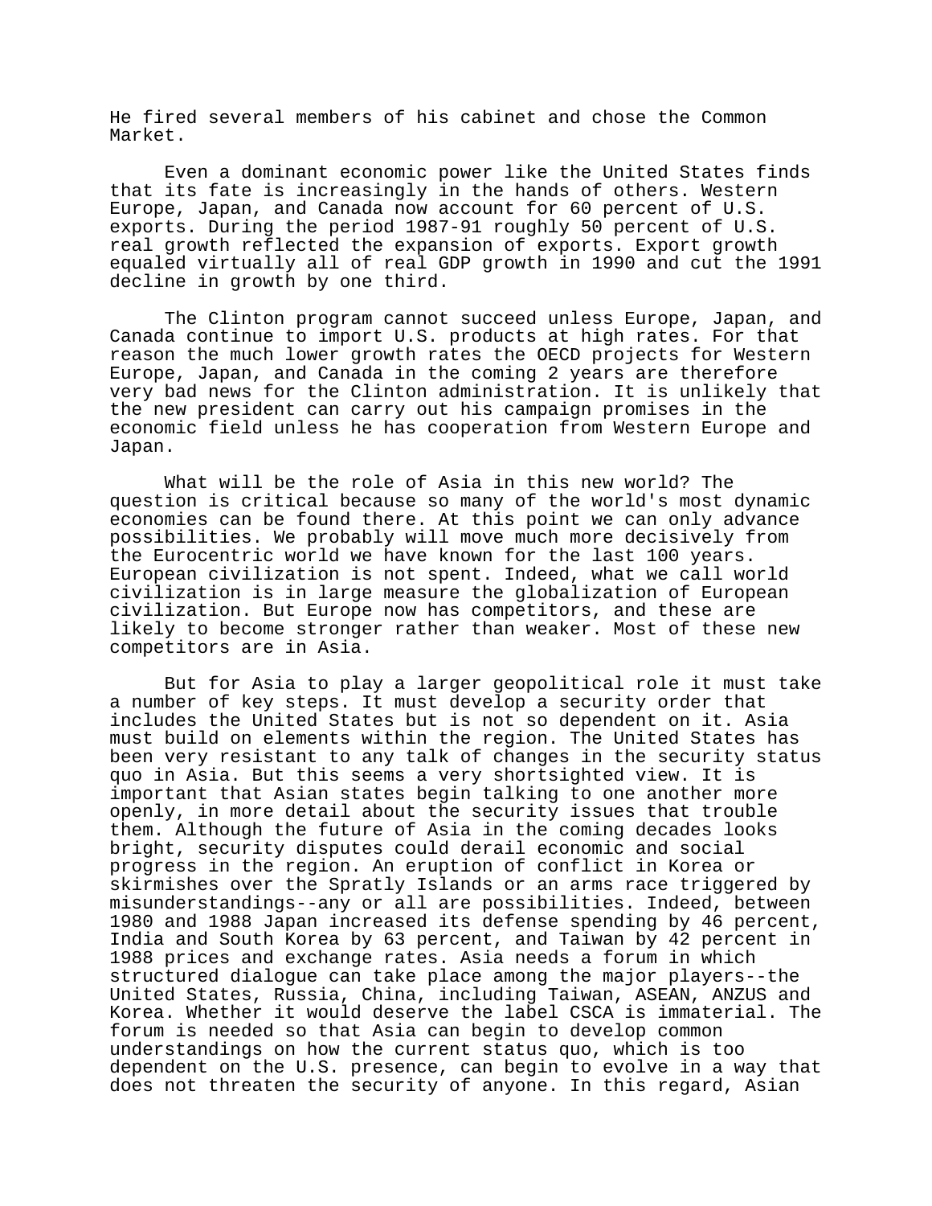He fired several members of his cabinet and chose the Common Market.

Even a dominant economic power like the United States finds that its fate is increasingly in the hands of others. Western Europe, Japan, and Canada now account for 60 percent of U.S. exports. During the period 1987-91 roughly 50 percent of U.S. real growth reflected the expansion of exports. Export growth equaled virtually all of real GDP growth in 1990 and cut the 1991 decline in growth by one third.

The Clinton program cannot succeed unless Europe, Japan, and Canada continue to import U.S. products at high rates. For that reason the much lower growth rates the OECD projects for Western Europe, Japan, and Canada in the coming 2 years are therefore very bad news for the Clinton administration. It is unlikely that the new president can carry out his campaign promises in the economic field unless he has cooperation from Western Europe and Japan.

What will be the role of Asia in this new world? The question is critical because so many of the world's most dynamic economies can be found there. At this point we can only advance possibilities. We probably will move much more decisively from the Eurocentric world we have known for the last 100 years. European civilization is not spent. Indeed, what we call world civilization is in large measure the globalization of European civilization. But Europe now has competitors, and these are likely to become stronger rather than weaker. Most of these new competitors are in Asia.

But for Asia to play a larger geopolitical role it must take a number of key steps. It must develop a security order that includes the United States but is not so dependent on it. Asia must build on elements within the region. The United States has been very resistant to any talk of changes in the security status quo in Asia. But this seems a very shortsighted view. It is important that Asian states begin talking to one another more openly, in more detail about the security issues that trouble them. Although the future of Asia in the coming decades looks bright, security disputes could derail economic and social progress in the region. An eruption of conflict in Korea or skirmishes over the Spratly Islands or an arms race triggered by misunderstandings--any or all are possibilities. Indeed, between 1980 and 1988 Japan increased its defense spending by 46 percent, India and South Korea by 63 percent, and Taiwan by 42 percent in 1988 prices and exchange rates. Asia needs a forum in which structured dialogue can take place among the major players--the United States, Russia, China, including Taiwan, ASEAN, ANZUS and Korea. Whether it would deserve the label CSCA is immaterial. The forum is needed so that Asia can begin to develop common understandings on how the current status quo, which is too dependent on the U.S. presence, can begin to evolve in a way that does not threaten the security of anyone. In this regard, Asian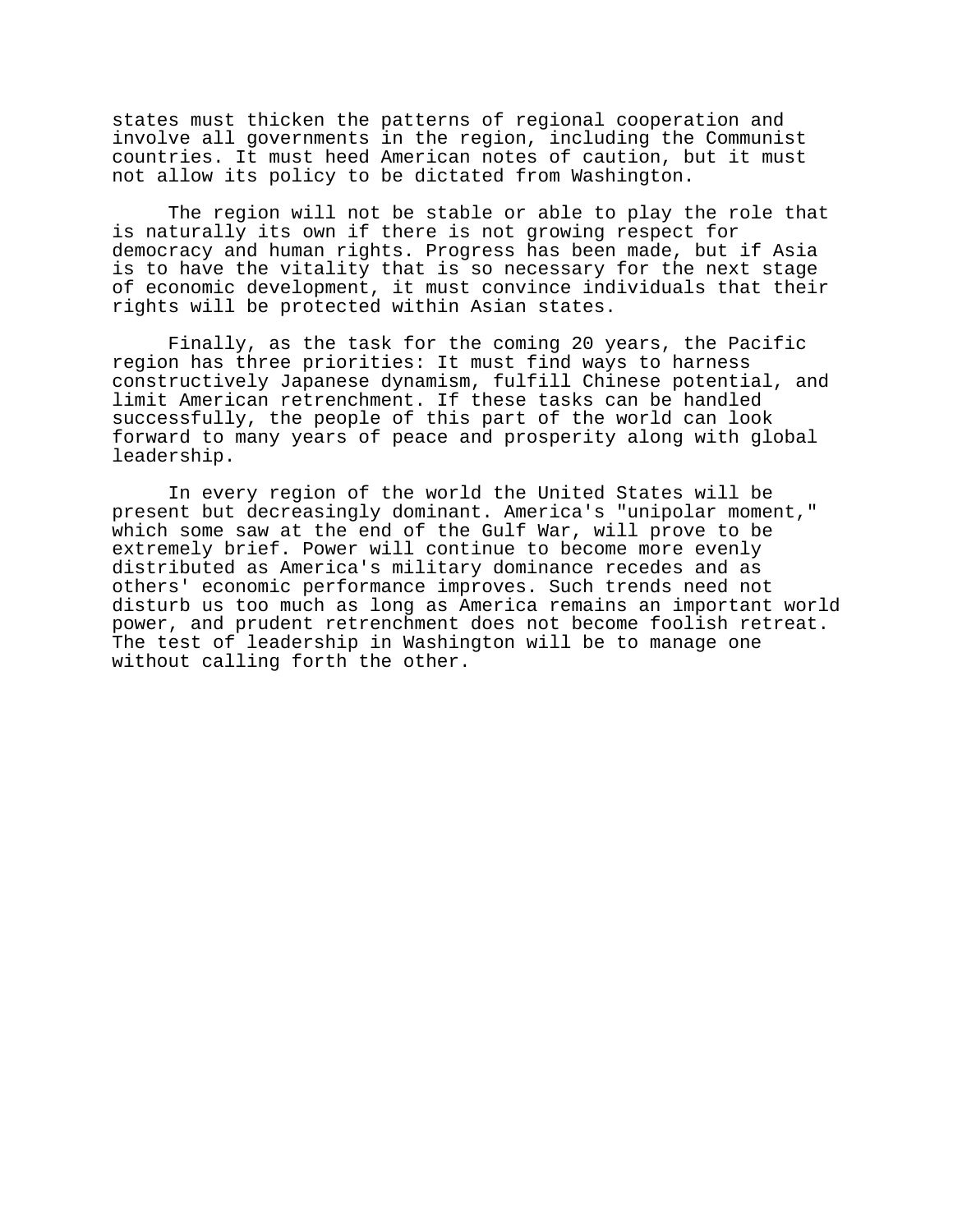states must thicken the patterns of regional cooperation and involve all governments in the region, including the Communist countries. It must heed American notes of caution, but it must not allow its policy to be dictated from Washington.

The region will not be stable or able to play the role that is naturally its own if there is not growing respect for democracy and human rights. Progress has been made, but if Asia is to have the vitality that is so necessary for the next stage of economic development, it must convince individuals that their rights will be protected within Asian states.

Finally, as the task for the coming 20 years, the Pacific region has three priorities: It must find ways to harness constructively Japanese dynamism, fulfill Chinese potential, and limit American retrenchment. If these tasks can be handled successfully, the people of this part of the world can look forward to many years of peace and prosperity along with global leadership.

In every region of the world the United States will be present but decreasingly dominant. America's "unipolar moment," which some saw at the end of the Gulf War, will prove to be extremely brief. Power will continue to become more evenly distributed as America's military dominance recedes and as others' economic performance improves. Such trends need not disturb us too much as long as America remains an important world power, and prudent retrenchment does not become foolish retreat. The test of leadership in Washington will be to manage one without calling forth the other.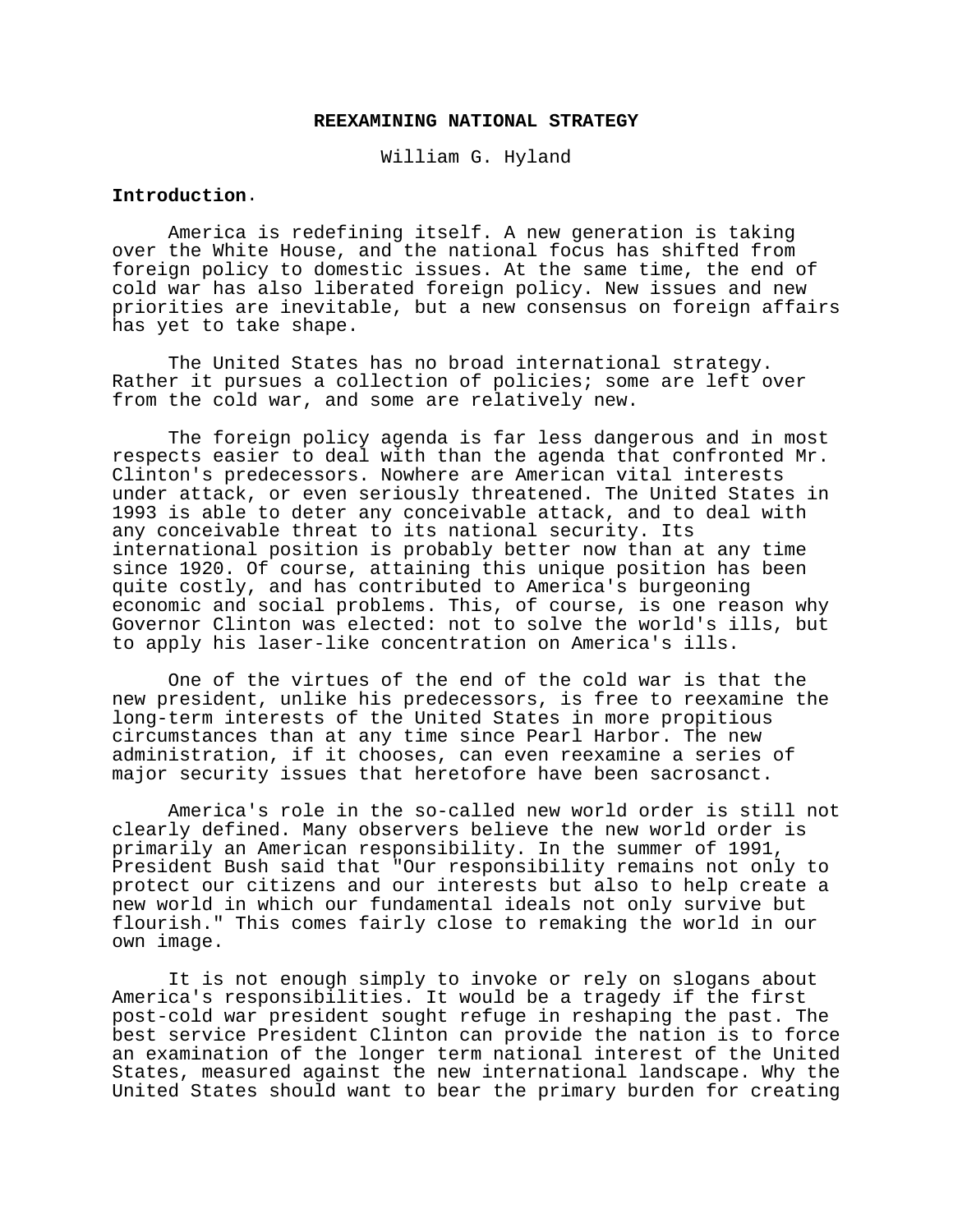# REEXAMINING NATIONAL STRATEGY

William G. Hyland

**Introduction**.

America is redefining itself. A new generation is taking over the White House, and the national focus has shifted from foreign policy to domestic issues. At the same time, the end of cold war has also liberated foreign policy. New issues and new priorities are inevitable, but a new consensus on foreign affairs has yet to take shape.

The United States has no broad international strategy. Rather it pursues a collection of policies; some are left over from the cold war, and some are relatively new.

The foreign policy agenda is far less dangerous and in most respects easier to deal with than the agenda that confronted Mr. Clinton's predecessors. Nowhere are American vital interests under attack, or even seriously threatened. The United States in 1993 is able to deter any conceivable attack, and to deal with any conceivable threat to its national security. Its international position is probably better now than at any time since 1920. Of course, attaining this unique position has been quite costly, and has contributed to America's burgeoning economic and social problems. This, of course, is one reason why Governor Clinton was elected: not to solve the world's ills, but to apply his laser-like concentration on America's ills.

One of the virtues of the end of the cold war is that the new president, unlike his predecessors, is free to reexamine the long-term interests of the United States in more propitious circumstances than at any time since Pearl Harbor. The new administration, if it chooses, can even reexamine a series of major security issues that heretofore have been sacrosanct.

America's role in the so-called new world order is still not clearly defined. Many observers believe the new world order is primarily an American responsibility. In the summer of 1991, President Bush said that "Our responsibility remains not only to protect our citizens and our interests but also to help create a new world in which our fundamental ideals not only survive but flourish." This comes fairly close to remaking the world in our own image.

It is not enough simply to invoke or rely on slogans about America's responsibilities. It would be a tragedy if the first post-cold war president sought refuge in reshaping the past. The best service President Clinton can provide the nation is to force an examination of the longer term national interest of the United States, measured against the new international landscape. Why the United States should want to bear the primary burden for creating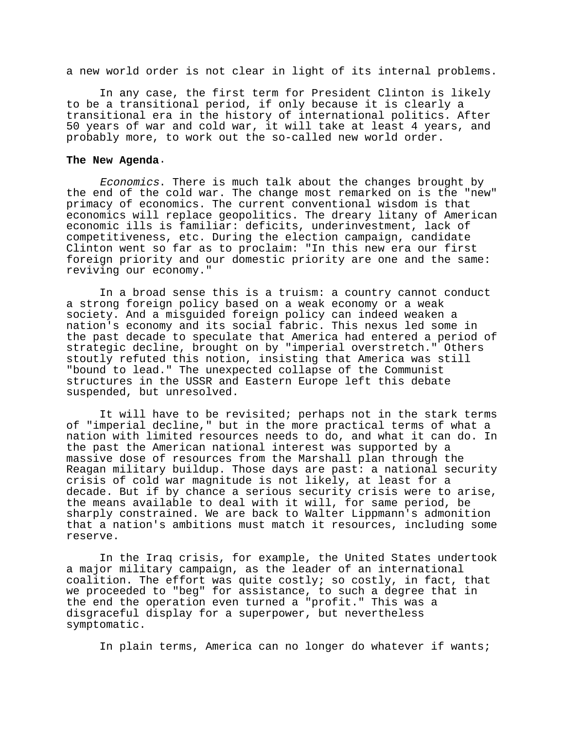a new world order is not clear in light of its internal problems.

In any case, the first term for President Clinton is likely to be a transitional period, if only because it is clearly a transitional era in the history of international politics. After 50 years of war and cold war, it will take at least 4 years, and probably more, to work out the so-called new world order.

**The New Agenda**.

*Economics*. There is much talk about the changes brought by the end of the cold war. The change most remarked on is the "new" primacy of economics. The current conventional wisdom is that economics will replace geopolitics. The dreary litany of American economic ills is familiar: deficits, underinvestment, lack of competitiveness, etc. During the election campaign, candidate Clinton went so far as to proclaim: "In this new era our first foreign priority and our domestic priority are one and the same: reviving our economy."

In a broad sense this is a truism: a country cannot conduct a strong foreign policy based on a weak economy or a weak society. And a misguided foreign policy can indeed weaken a nation's economy and its social fabric. This nexus led some in the past decade to speculate that America had entered a period of strategic decline, brought on by "imperial overstretch." Others stoutly refuted this notion, insisting that America was still "bound to lead." The unexpected collapse of the Communist structures in the USSR and Eastern Europe left this debate suspended, but unresolved.

It will have to be revisited; perhaps not in the stark terms of "imperial decline," but in the more practical terms of what a nation with limited resources needs to do, and what it can do. In the past the American national interest was supported by a massive dose of resources from the Marshall plan through the Reagan military buildup. Those days are past: a national security crisis of cold war magnitude is not likely, at least for a decade. But if by chance a serious security crisis were to arise, the means available to deal with it will, for same period, be sharply constrained. We are back to Walter Lippmann's admonition that a nation's ambitions must match it resources, including some reserve.

In the Iraq crisis, for example, the United States undertook a major military campaign, as the leader of an international coalition. The effort was quite costly; so costly, in fact, that we proceeded to "beg" for assistance, to such a degree that in the end the operation even turned a "profit." This was a disgraceful display for a superpower, but nevertheless symptomatic.

In plain terms, America can no longer do whatever if wants;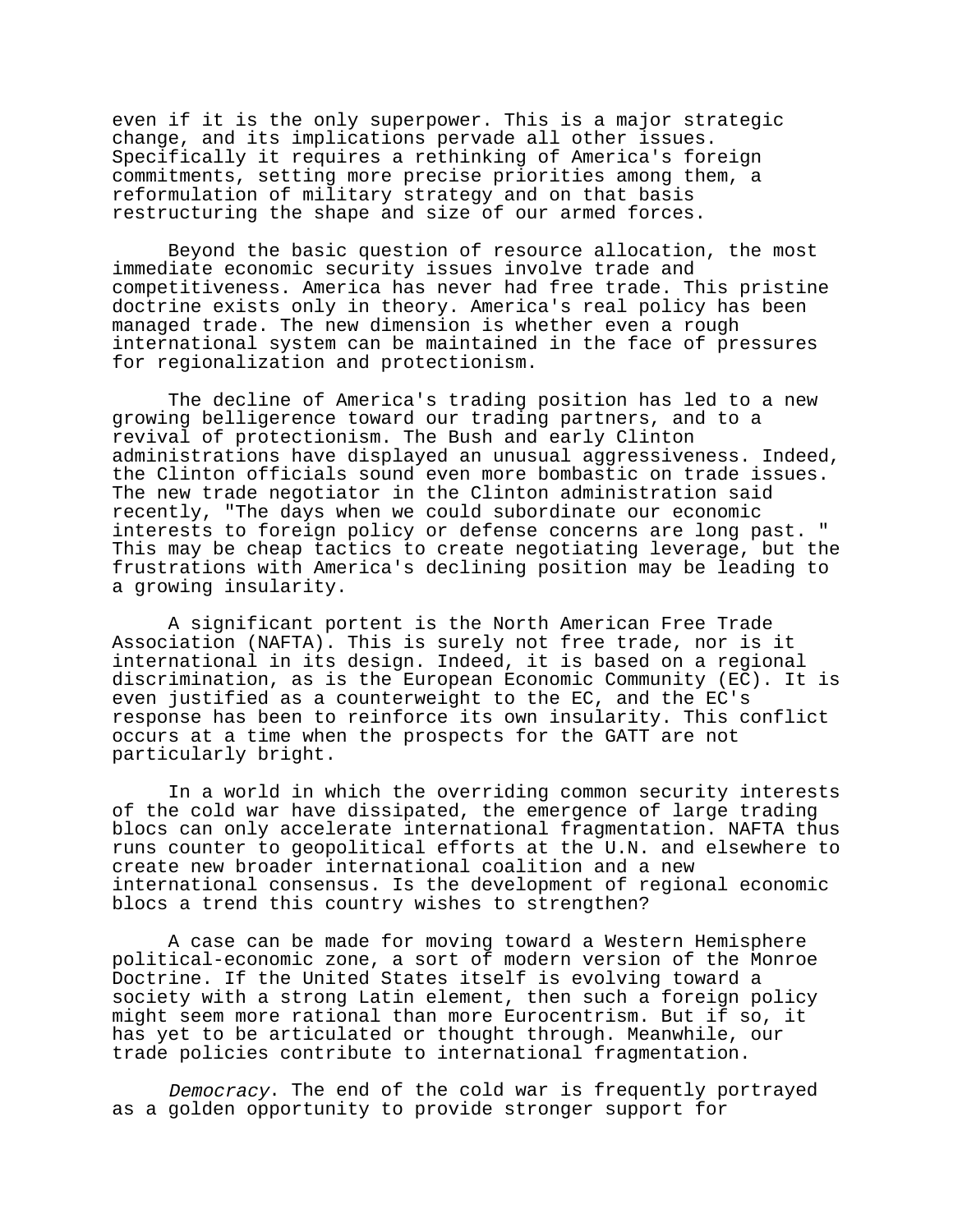even if it is the only superpower. This is a major strategic change, and its implications pervade all other issues. Specifically it requires a rethinking of America's foreign commitments, setting more precise priorities among them, a reformulation of military strategy and on that basis restructuring the shape and size of our armed forces.

Beyond the basic question of resource allocation, the most immediate economic security issues involve trade and competitiveness. America has never had free trade. This pristine doctrine exists only in theory. America's real policy has been managed trade. The new dimension is whether even a rough international system can be maintained in the face of pressures for regionalization and protectionism.

The decline of America's trading position has led to a new growing belligerence toward our trading partners, and to a revival of protectionism. The Bush and early Clinton administrations have displayed an unusual aggressiveness. Indeed, the Clinton officials sound even more bombastic on trade issues. The new trade negotiator in the Clinton administration said recently, "The days when we could subordinate our economic interests to foreign policy or defense concerns are long past. " This may be cheap tactics to create negotiating leverage, but the frustrations with America's declining position may be leading to a growing insularity.

A significant portent is the North American Free Trade Association (NAFTA). This is surely not free trade, nor is it international in its design. Indeed, it is based on a regional discrimination, as is the European Economic Community (EC). It is even justified as a counterweight to the EC, and the EC's response has been to reinforce its own insularity. This conflict occurs at a time when the prospects for the GATT are not particularly bright.

In a world in which the overriding common security interests of the cold war have dissipated, the emergence of large trading blocs can only accelerate international fragmentation. NAFTA thus runs counter to geopolitical efforts at the U.N. and elsewhere to create new broader international coalition and a new international consensus. Is the development of regional economic blocs a trend this country wishes to strengthen?

A case can be made for moving toward a Western Hemisphere political-economic zone, a sort of modern version of the Monroe Doctrine. If the United States itself is evolving toward a society with a strong Latin element, then such a foreign policy might seem more rational than more Eurocentrism. But if so, it has yet to be articulated or thought through. Meanwhile, our trade policies contribute to international fragmentation.

*Democracy*. The end of the cold war is frequently portrayed as a golden opportunity to provide stronger support for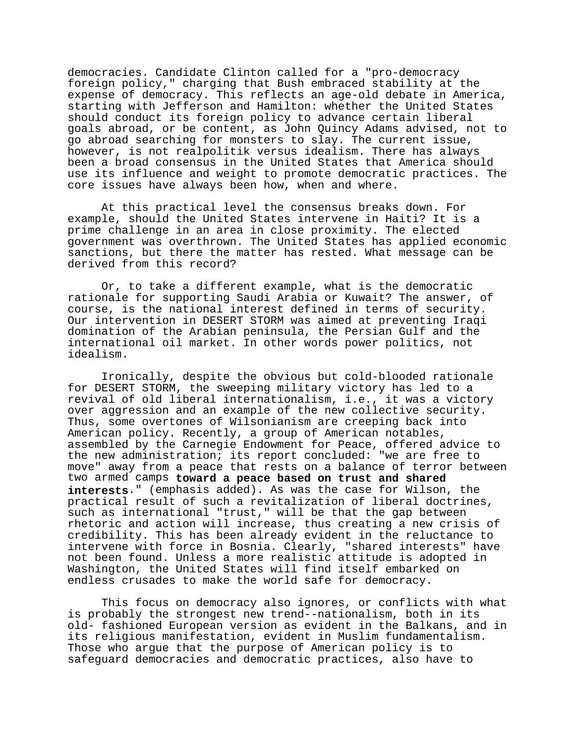democracies. Candidate Clinton called for a "pro-democracy foreign policy," charging that Bush embraced stability at the expense of democracy. This reflects an age-old debate in America, starting with Jefferson and Hamilton: whether the United States should conduct its foreign policy to advance certain liberal goals abroad, or be content, as John Quincy Adams advised, not to go abroad searching for monsters to slay. The current issue, however, is not realpolitik versus idealism. There has always been a broad consensus in the United States that America should use its influence and weight to promote democratic practices. The core issues have always been how, when and where.

At this practical level the consensus breaks down. For example, should the United States intervene in Haiti? It is a prime challenge in an area in close proximity. The elected government was overthrown. The United States has applied economic sanctions, but there the matter has rested. What message can be derived from this record?

Or, to take a different example, what is the democratic rationale for supporting Saudi Arabia or Kuwait? The answer, of course, is the national interest defined in terms of security. Our intervention in DESERT STORM was aimed at preventing Iraqi domination of the Arabian peninsula, the Persian Gulf and the international oil market. In other words power politics, not idealism.

Ironically, despite the obvious but cold-blooded rationale for DESERT STORM, the sweeping military victory has led to a revival of old liberal internationalism, i.e., it was a victory over aggression and an example of the new collective security. Thus, some overtones of Wilsonianism are creeping back into American policy. Recently, a group of American notables, assembled by the Carnegie Endowment for Peace, offered advice to the new administration; its report concluded: "we are free to move" away from a peace that rests on a balance of terror between two armed camps **toward a peace based on trust and shared interests**." (emphasis added). As was the case for Wilson, the practical result of such a revitalization of liberal doctrines, such as international "trust," will be that the gap between rhetoric and action will increase, thus creating a new crisis of credibility. This has been already evident in the reluctance to intervene with force in Bosnia. Clearly, "shared interests" have not been found. Unless a more realistic attitude is adopted in Washington, the United States will find itself embarked on endless crusades to make the world safe for democracy.

This focus on democracy also ignores, or conflicts with what is probably the strongest new trend--nationalism, both in its old- fashioned European version as evident in the Balkans, and in its religious manifestation, evident in Muslim fundamentalism. Those who argue that the purpose of American policy is to safeguard democracies and democratic practices, also have to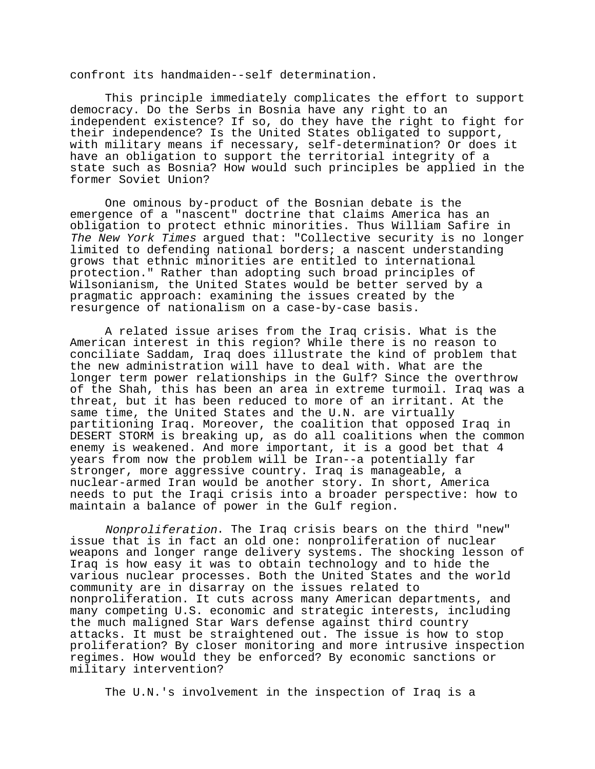confront its handmaiden--self determination.

This principle immediately complicates the effort to support democracy. Do the Serbs in Bosnia have any right to an independent existence? If so, do they have the right to fight for their independence? Is the United States obligated to support, with military means if necessary, self-determination? Or does it have an obligation to support the territorial integrity of a state such as Bosnia? How would such principles be applied in the former Soviet Union?

One ominous by-product of the Bosnian debate is the emergence of a "nascent" doctrine that claims America has an obligation to protect ethnic minorities. Thus William Safire in *The New York Times* argued that: "Collective security is no longer limited to defending national borders; a nascent understanding grows that ethnic minorities are entitled to international protection." Rather than adopting such broad principles of Wilsonianism, the United States would be better served by a pragmatic approach: examining the issues created by the resurgence of nationalism on a case-by-case basis.

A related issue arises from the Iraq crisis. What is the American interest in this region? While there is no reason to conciliate Saddam, Iraq does illustrate the kind of problem that the new administration will have to deal with. What are the longer term power relationships in the Gulf? Since the overthrow of the Shah, this has been an area in extreme turmoil. Iraq was a threat, but it has been reduced to more of an irritant. At the same time, the United States and the U.N. are virtually partitioning Iraq. Moreover, the coalition that opposed Iraq in DESERT STORM is breaking up, as do all coalitions when the common enemy is weakened. And more important, it is a good bet that 4 years from now the problem will be Iran--a potentially far stronger, more aggressive country. Iraq is manageable, a nuclear-armed Iran would be another story. In short, America needs to put the Iraqi crisis into a broader perspective: how to maintain a balance of power in the Gulf region.

*Nonproliferation*. The Iraq crisis bears on the third "new" issue that is in fact an old one: nonproliferation of nuclear weapons and longer range delivery systems. The shocking lesson of Iraq is how easy it was to obtain technology and to hide the various nuclear processes. Both the United States and the world community are in disarray on the issues related to nonproliferation. It cuts across many American departments, and many competing U.S. economic and strategic interests, including the much maligned Star Wars defense against third country attacks. It must be straightened out. The issue is how to stop proliferation? By closer monitoring and more intrusive inspection regimes. How would they be enforced? By economic sanctions or military intervention?

The U.N.'s involvement in the inspection of Iraq is a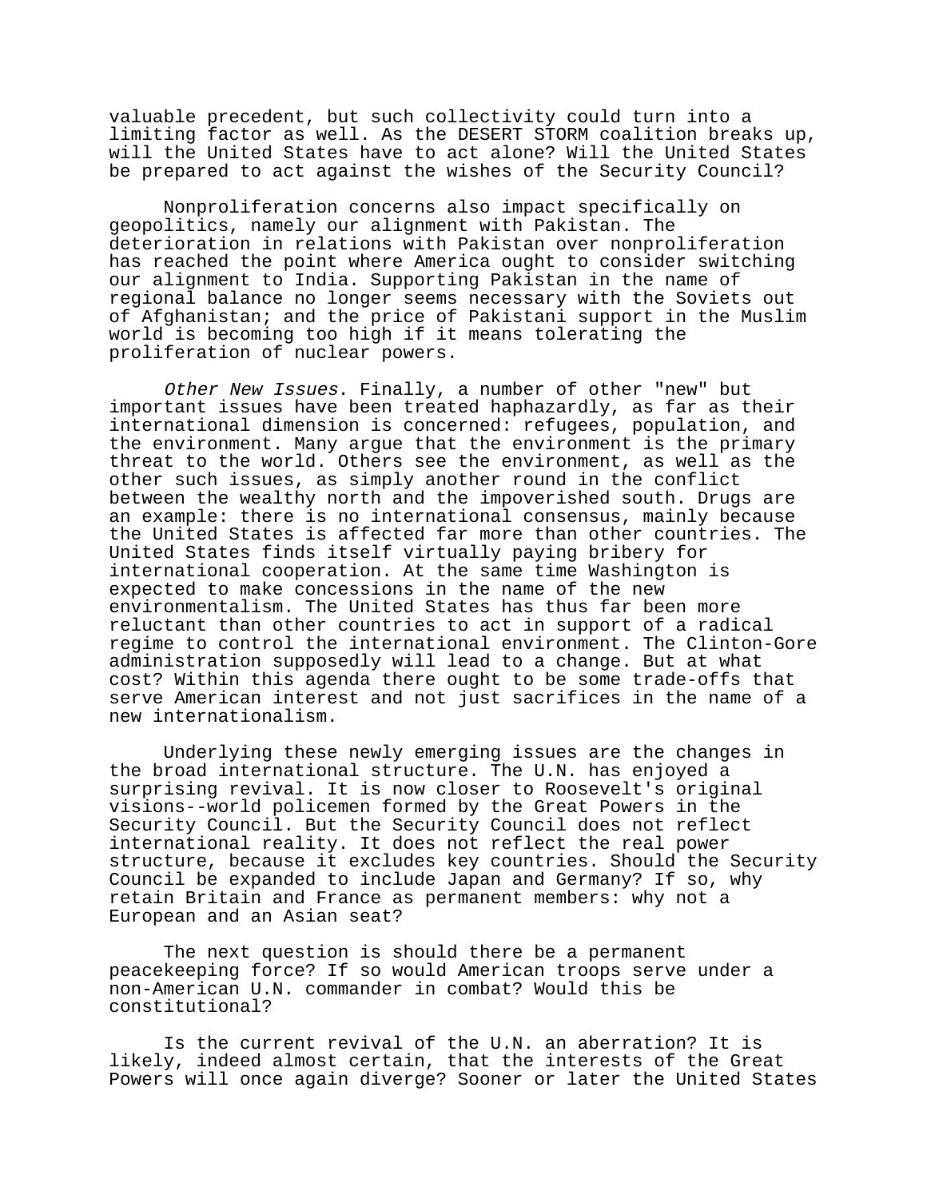valuable precedent, but such collectivity could turn into a limiting factor as well. As the DESERT STORM coalition breaks up, will the United States have to act alone? Will the United States be prepared to act against the wishes of the Security Council?

Nonproliferation concerns also impact specifically on geopolitics, namely our alignment with Pakistan. The deterioration in relations with Pakistan over nonproliferation has reached the point where America ought to consider switching our alignment to India. Supporting Pakistan in the name of regional balance no longer seems necessary with the Soviets out of Afghanistan; and the price of Pakistani support in the Muslim world is becoming too high if it means tolerating the proliferation of nuclear powers.

*Other New Issues*. Finally, a number of other "new" but important issues have been treated haphazardly, as far as their international dimension is concerned: refugees, population, and the environment. Many argue that the environment is the primary threat to the world. Others see the environment, as well as the other such issues, as simply another round in the conflict between the wealthy north and the impoverished south. Drugs are an example: there is no international consensus, mainly because the United States is affected far more than other countries. The United States finds itself virtually paying bribery for international cooperation. At the same time Washington is expected to make concessions in the name of the new environmentalism. The United States has thus far been more reluctant than other countries to act in support of a radical regime to control the international environment. The Clinton-Gore administration supposedly will lead to a change. But at what cost? Within this agenda there ought to be some trade-offs that serve American interest and not just sacrifices in the name of a new internationalism.

Underlying these newly emerging issues are the changes in the broad international structure. The U.N. has enjoyed a surprising revival. It is now closer to Roosevelt's original visions--world policemen formed by the Great Powers in the Security Council. But the Security Council does not reflect international reality. It does not reflect the real power structure, because it excludes key countries. Should the Security Council be expanded to include Japan and Germany? If so, why retain Britain and France as permanent members: why not a European and an Asian seat?

The next question is should there be a permanent peacekeeping force? If so would American troops serve under a non-American U.N. commander in combat? Would this be constitutional?

Is the current revival of the U.N. an aberration? It is likely, indeed almost certain, that the interests of the Great Powers will once again diverge? Sooner or later the United States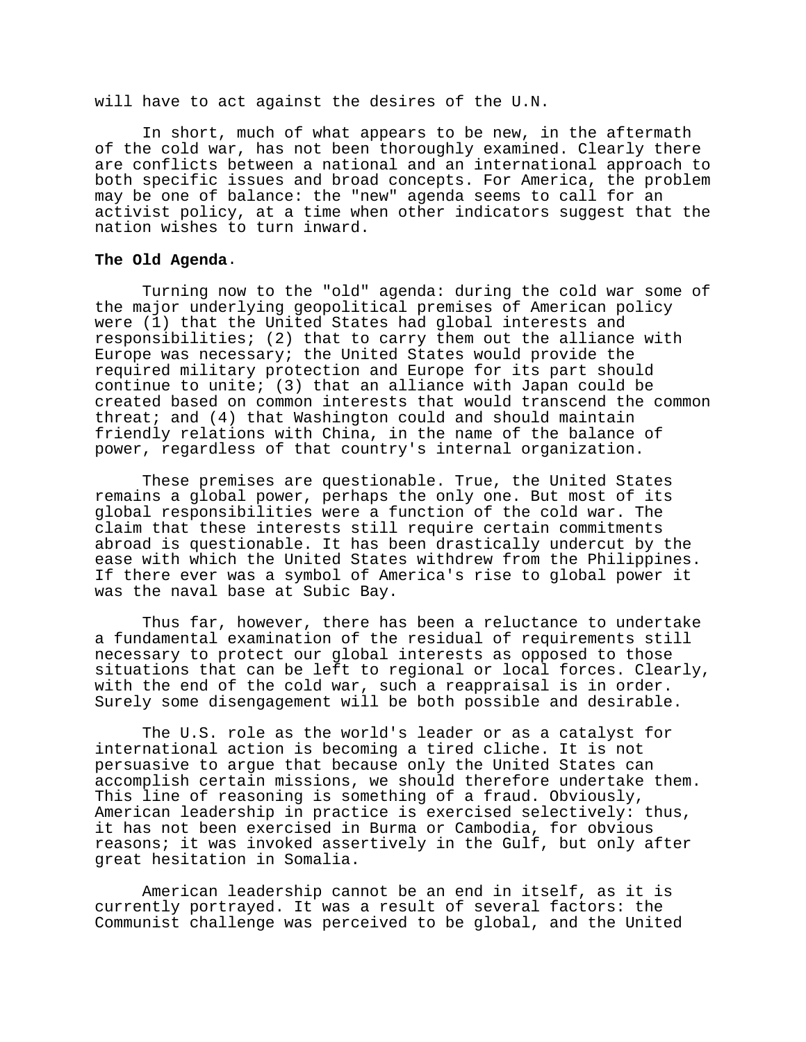will have to act against the desires of the U.N.

In short, much of what appears to be new, in the aftermath of the cold war, has not been thoroughly examined. Clearly there are conflicts between a national and an international approach to both specific issues and broad concepts. For America, the problem may be one of balance: the "new" agenda seems to call for an activist policy, at a time when other indicators suggest that the nation wishes to turn inward.

**The Old Agenda**.

Turning now to the "old" agenda: during the cold war some of the major underlying geopolitical premises of American policy were (1) that the United States had global interests and responsibilities; (2) that to carry them out the alliance with Europe was necessary; the United States would provide the required military protection and Europe for its part should continue to unite; (3) that an alliance with Japan could be created based on common interests that would transcend the common threat; and (4) that Washington could and should maintain friendly relations with China, in the name of the balance of power, regardless of that country's internal organization.

These premises are questionable. True, the United States remains a global power, perhaps the only one. But most of its global responsibilities were a function of the cold war. The claim that these interests still require certain commitments abroad is questionable. It has been drastically undercut by the ease with which the United States withdrew from the Philippines. If there ever was a symbol of America's rise to global power it was the naval base at Subic Bay.

Thus far, however, there has been a reluctance to undertake a fundamental examination of the residual of requirements still necessary to protect our global interests as opposed to those situations that can be left to regional or local forces. Clearly, with the end of the cold war, such a reappraisal is in order. Surely some disengagement will be both possible and desirable.

The U.S. role as the world's leader or as a catalyst for international action is becoming a tired cliche. It is not persuasive to argue that because only the United States can accomplish certain missions, we should therefore undertake them. This line of reasoning is something of a fraud. Obviously, American leadership in practice is exercised selectively: thus, it has not been exercised in Burma or Cambodia, for obvious reasons; it was invoked assertively in the Gulf, but only after great hesitation in Somalia.

American leadership cannot be an end in itself, as it is currently portrayed. It was a result of several factors: the Communist challenge was perceived to be global, and the United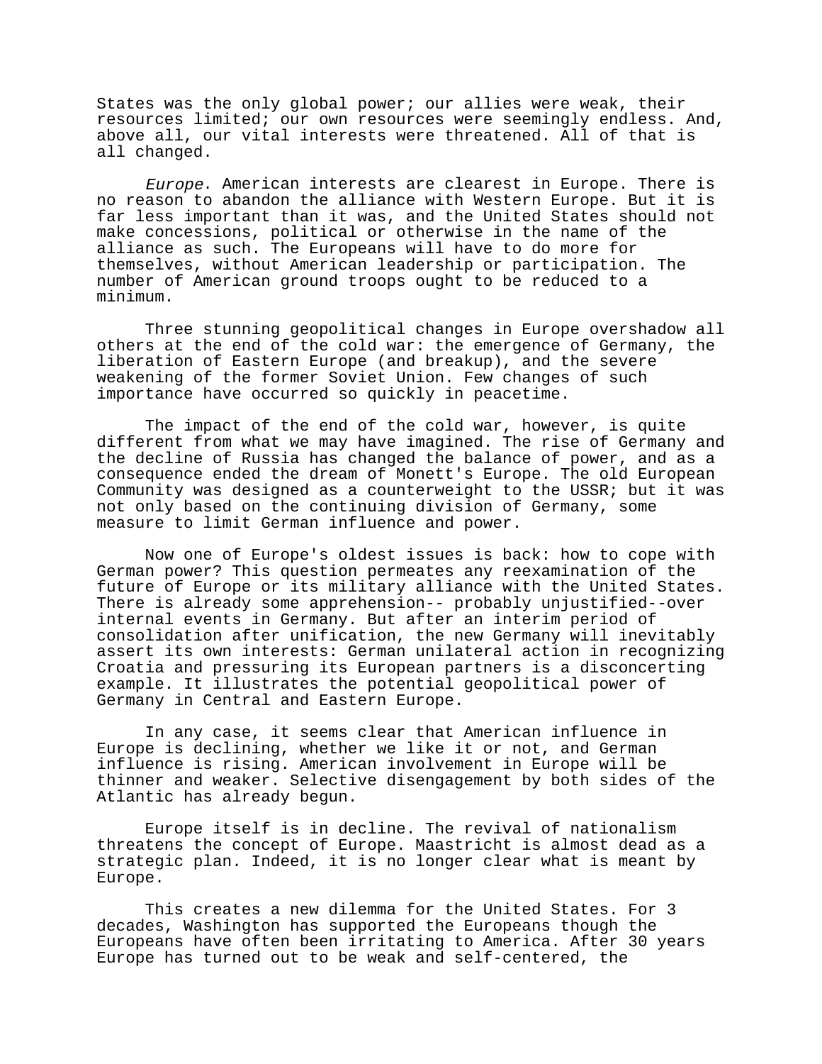States was the only global power; our allies were weak, their resources limited; our own resources were seemingly endless. And, above all, our vital interests were threatened. All of that is all changed.

*Europe*. American interests are clearest in Europe. There is no reason to abandon the alliance with Western Europe. But it is far less important than it was, and the United States should not make concessions, political or otherwise in the name of the alliance as such. The Europeans will have to do more for themselves, without American leadership or participation. The number of American ground troops ought to be reduced to a minimum.

Three stunning geopolitical changes in Europe overshadow all others at the end of the cold war: the emergence of Germany, the liberation of Eastern Europe (and breakup), and the severe weakening of the former Soviet Union. Few changes of such importance have occurred so quickly in peacetime.

The impact of the end of the cold war, however, is quite different from what we may have imagined. The rise of Germany and the decline of Russia has changed the balance of power, and as a consequence ended the dream of Monett's Europe. The old European Community was designed as a counterweight to the USSR; but it was not only based on the continuing division of Germany, some measure to limit German influence and power.

Now one of Europe's oldest issues is back: how to cope with German power? This question permeates any reexamination of the future of Europe or its military alliance with the United States. There is already some apprehension-- probably unjustified--over internal events in Germany. But after an interim period of consolidation after unification, the new Germany will inevitably assert its own interests: German unilateral action in recognizing Croatia and pressuring its European partners is a disconcerting example. It illustrates the potential geopolitical power of Germany in Central and Eastern Europe.

In any case, it seems clear that American influence in Europe is declining, whether we like it or not, and German influence is rising. American involvement in Europe will be thinner and weaker. Selective disengagement by both sides of the Atlantic has already begun.

Europe itself is in decline. The revival of nationalism threatens the concept of Europe. Maastricht is almost dead as a strategic plan. Indeed, it is no longer clear what is meant by Europe.

This creates a new dilemma for the United States. For 3 decades, Washington has supported the Europeans though the Europeans have often been irritating to America. After 30 years Europe has turned out to be weak and self-centered, the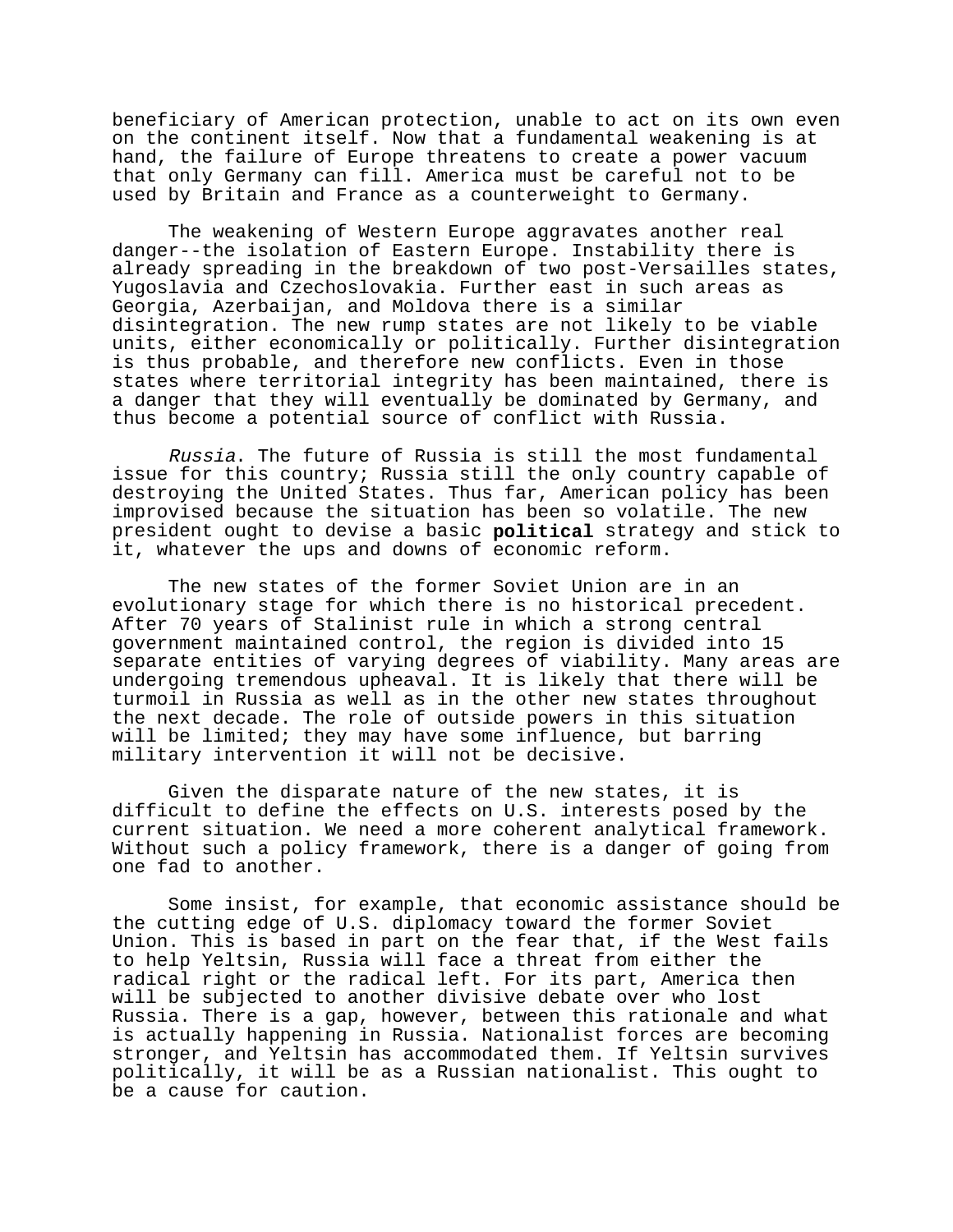beneficiary of American protection, unable to act on its own even on the continent itself. Now that a fundamental weakening is at hand, the failure of Europe threatens to create a power vacuum that only Germany can fill. America must be careful not to be used by Britain and France as a counterweight to Germany.

The weakening of Western Europe aggravates another real danger--the isolation of Eastern Europe. Instability there is already spreading in the breakdown of two post-Versailles states, Yugoslavia and Czechoslovakia. Further east in such areas as Georgia, Azerbaijan, and Moldova there is a similar disintegration. The new rump states are not likely to be viable units, either economically or politically. Further disintegration is thus probable, and therefore new conflicts. Even in those states where territorial integrity has been maintained, there is a danger that they will eventually be dominated by Germany, and thus become a potential source of conflict with Russia.

*Russia*. The future of Russia is still the most fundamental issue for this country; Russia still the only country capable of destroying the United States. Thus far, American policy has been improvised because the situation has been so volatile. The new president ought to devise a basic **political** strategy and stick to it, whatever the ups and downs of economic reform.

The new states of the former Soviet Union are in an evolutionary stage for which there is no historical precedent. After 70 years of Stalinist rule in which a strong central government maintained control, the region is divided into 15 separate entities of varying degrees of viability. Many areas are undergoing tremendous upheaval. It is likely that there will be turmoil in Russia as well as in the other new states throughout the next decade. The role of outside powers in this situation will be limited; they may have some influence, but barring military intervention it will not be decisive.

Given the disparate nature of the new states, it is difficult to define the effects on U.S. interests posed by the current situation. We need a more coherent analytical framework. Without such a policy framework, there is a danger of going from one fad to another.

Some insist, for example, that economic assistance should be the cutting edge of U.S. diplomacy toward the former Soviet Union. This is based in part on the fear that, if the West fails to help Yeltsin, Russia will face a threat from either the radical right or the radical left. For its part, America then will be subjected to another divisive debate over who lost Russia. There is a gap, however, between this rationale and what is actually happening in Russia. Nationalist forces are becoming stronger, and Yeltsin has accommodated them. If Yeltsin survives politically, it will be as a Russian nationalist. This ought to be a cause for caution.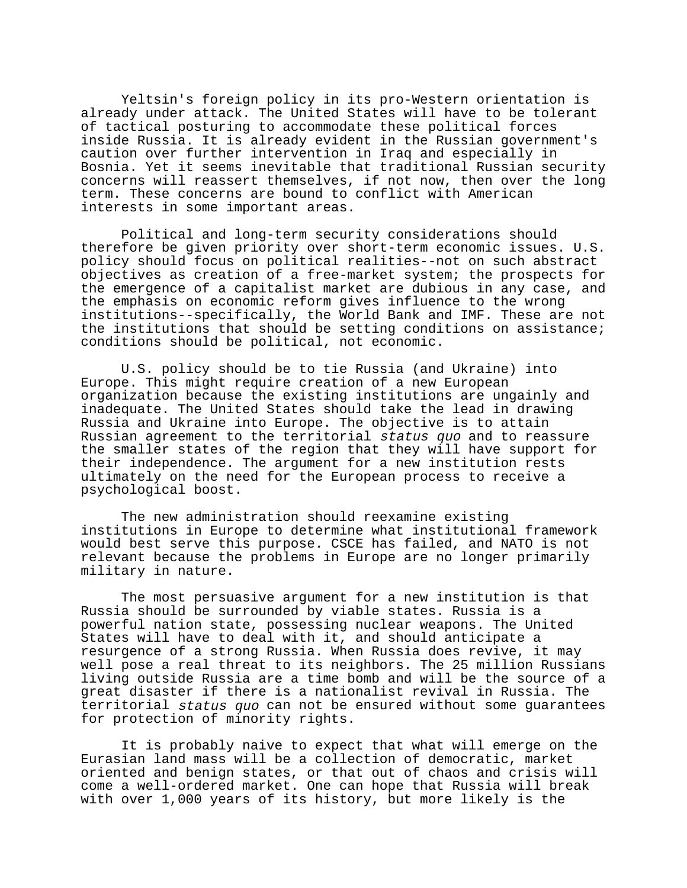Yeltsin's foreign policy in its pro-Western orientation is already under attack. The United States will have to be tolerant of tactical posturing to accommodate these political forces inside Russia. It is already evident in the Russian government's caution over further intervention in Iraq and especially in Bosnia. Yet it seems inevitable that traditional Russian security concerns will reassert themselves, if not now, then over the long term. These concerns are bound to conflict with American interests in some important areas.

Political and long-term security considerations should therefore be given priority over short-term economic issues. U.S. policy should focus on political realities--not on such abstract objectives as creation of a free-market system; the prospects for the emergence of a capitalist market are dubious in any case, and the emphasis on economic reform gives influence to the wrong institutions--specifically, the World Bank and IMF. These are not the institutions that should be setting conditions on assistance; conditions should be political, not economic.

U.S. policy should be to tie Russia (and Ukraine) into Europe. This might require creation of a new European organization because the existing institutions are ungainly and inadequate. The United States should take the lead in drawing Russia and Ukraine into Europe. The objective is to attain Russian agreement to the territorial *status quo* and to reassure the smaller states of the region that they will have support for their independence. The argument for a new institution rests ultimately on the need for the European process to receive a psychological boost.

The new administration should reexamine existing institutions in Europe to determine what institutional framework would best serve this purpose. CSCE has failed, and NATO is not relevant because the problems in Europe are no longer primarily military in nature.

The most persuasive argument for a new institution is that Russia should be surrounded by viable states. Russia is a powerful nation state, possessing nuclear weapons. The United States will have to deal with it, and should anticipate a resurgence of a strong Russia. When Russia does revive, it may well pose a real threat to its neighbors. The 25 million Russians living outside Russia are a time bomb and will be the source of a great disaster if there is a nationalist revival in Russia. The territorial *status quo* can not be ensured without some guarantees for protection of minority rights.

It is probably naive to expect that what will emerge on the Eurasian land mass will be a collection of democratic, market oriented and benign states, or that out of chaos and crisis will come a well-ordered market. One can hope that Russia will break with over 1,000 years of its history, but more likely is the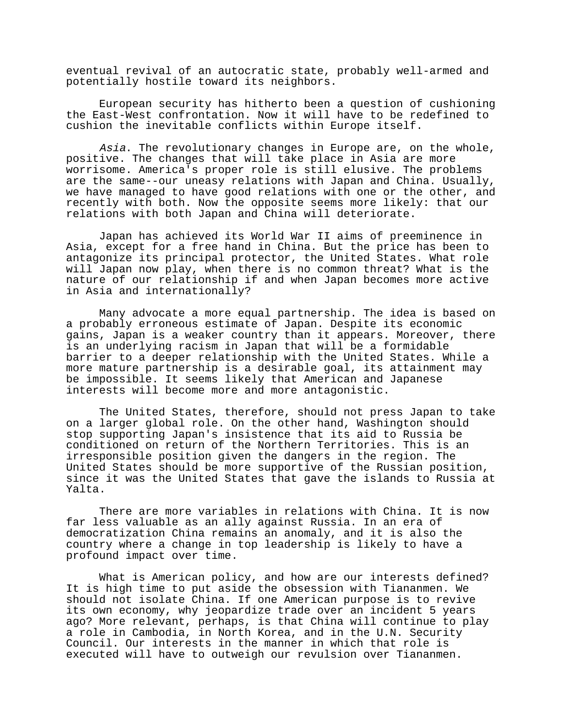eventual revival of an autocratic state, probably well-armed and potentially hostile toward its neighbors.

European security has hitherto been a question of cushioning the East-West confrontation. Now it will have to be redefined to cushion the inevitable conflicts within Europe itself.

*Asia*. The revolutionary changes in Europe are, on the whole, positive. The changes that will take place in Asia are more worrisome. America's proper role is still elusive. The problems are the same--our uneasy relations with Japan and China. Usually, we have managed to have good relations with one or the other, and recently with both. Now the opposite seems more likely: that our relations with both Japan and China will deteriorate.

Japan has achieved its World War II aims of preeminence in Asia, except for a free hand in China. But the price has been to antagonize its principal protector, the United States. What role will Japan now play, when there is no common threat? What is the nature of our relationship if and when Japan becomes more active in Asia and internationally?

Many advocate a more equal partnership. The idea is based on a probably erroneous estimate of Japan. Despite its economic gains, Japan is a weaker country than it appears. Moreover, there is an underlying racism in Japan that will be a formidable barrier to a deeper relationship with the United States. While a more mature partnership is a desirable goal, its attainment may be impossible. It seems likely that American and Japanese interests will become more and more antagonistic.

The United States, therefore, should not press Japan to take on a larger global role. On the other hand, Washington should stop supporting Japan's insistence that its aid to Russia be conditioned on return of the Northern Territories. This is an irresponsible position given the dangers in the region. The United States should be more supportive of the Russian position, since it was the United States that gave the islands to Russia at Yalta.

There are more variables in relations with China. It is now far less valuable as an ally against Russia. In an era of democratization China remains an anomaly, and it is also the country where a change in top leadership is likely to have a profound impact over time.

What is American policy, and how are our interests defined? It is high time to put aside the obsession with Tiananmen. We should not isolate China. If one American purpose is to revive its own economy, why jeopardize trade over an incident 5 years ago? More relevant, perhaps, is that China will continue to play a role in Cambodia, in North Korea, and in the U.N. Security Council. Our interests in the manner in which that role is executed will have to outweigh our revulsion over Tiananmen.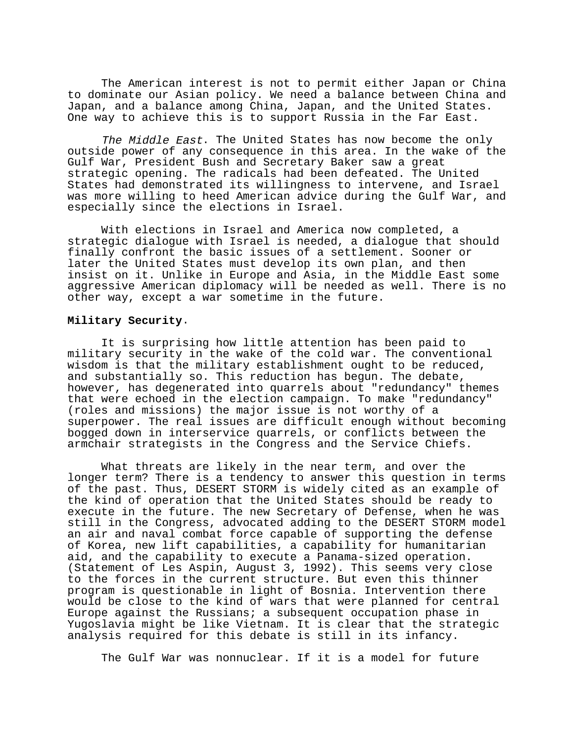The American interest is not to permit either Japan or China to dominate our Asian policy. We need a balance between China and Japan, and a balance among China, Japan, and the United States. One way to achieve this is to support Russia in the Far East.

*The Middle East*. The United States has now become the only outside power of any consequence in this area. In the wake of the Gulf War, President Bush and Secretary Baker saw a great strategic opening. The radicals had been defeated. The United States had demonstrated its willingness to intervene, and Israel was more willing to heed American advice during the Gulf War, and especially since the elections in Israel.

With elections in Israel and America now completed, a strategic dialogue with Israel is needed, a dialogue that should finally confront the basic issues of a settlement. Sooner or later the United States must develop its own plan, and then insist on it. Unlike in Europe and Asia, in the Middle East some aggressive American diplomacy will be needed as well. There is no other way, except a war sometime in the future.

**Military Security**.

It is surprising how little attention has been paid to military security in the wake of the cold war. The conventional wisdom is that the military establishment ought to be reduced, and substantially so. This reduction has begun. The debate, however, has degenerated into quarrels about "redundancy" themes that were echoed in the election campaign. To make "redundancy" (roles and missions) the major issue is not worthy of a superpower. The real issues are difficult enough without becoming bogged down in interservice quarrels, or conflicts between the armchair strategists in the Congress and the Service Chiefs.

What threats are likely in the near term, and over the longer term? There is a tendency to answer this question in terms of the past. Thus, DESERT STORM is widely cited as an example of the kind of operation that the United States should be ready to execute in the future. The new Secretary of Defense, when he was still in the Congress, advocated adding to the DESERT STORM model an air and naval combat force capable of supporting the defense of Korea, new lift capabilities, a capability for humanitarian aid, and the capability to execute a Panama-sized operation. (Statement of Les Aspin, August 3, 1992). This seems very close to the forces in the current structure. But even this thinner program is questionable in light of Bosnia. Intervention there would be close to the kind of wars that were planned for central Europe against the Russians; a subsequent occupation phase in Yugoslavia might be like Vietnam. It is clear that the strategic analysis required for this debate is still in its infancy.

The Gulf War was nonnuclear. If it is a model for future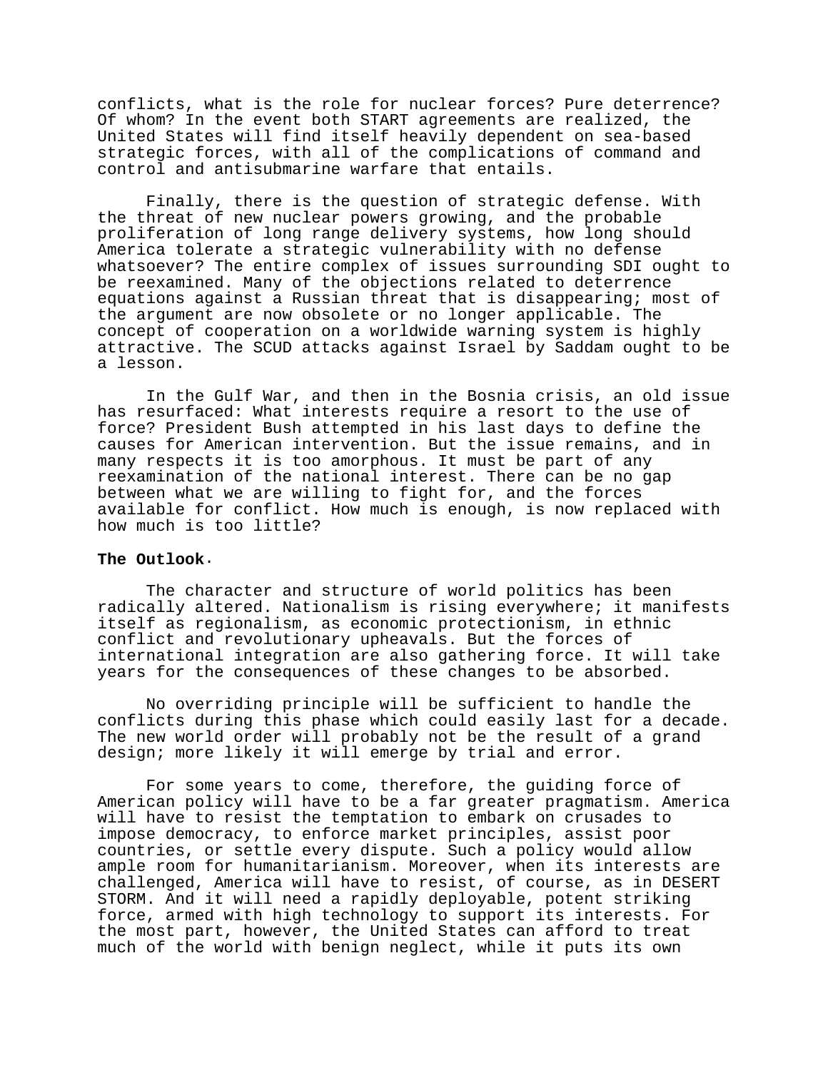conflicts, what is the role for nuclear forces? Pure deterrence? Of whom? In the event both START agreements are realized, the United States will find itself heavily dependent on sea-based strategic forces, with all of the complications of command and control and antisubmarine warfare that entails.

Finally, there is the question of strategic defense. With the threat of new nuclear powers growing, and the probable proliferation of long range delivery systems, how long should America tolerate a strategic vulnerability with no defense whatsoever? The entire complex of issues surrounding SDI ought to be reexamined. Many of the objections related to deterrence equations against a Russian threat that is disappearing; most of the argument are now obsolete or no longer applicable. The concept of cooperation on a worldwide warning system is highly attractive. The SCUD attacks against Israel by Saddam ought to be a lesson.

In the Gulf War, and then in the Bosnia crisis, an old issue has resurfaced: What interests require a resort to the use of force? President Bush attempted in his last days to define the causes for American intervention. But the issue remains, and in many respects it is too amorphous. It must be part of any reexamination of the national interest. There can be no gap between what we are willing to fight for, and the forces available for conflict. How much is enough, is now replaced with how much is too little?

**The Outlook.**

The character and structure of world politics has been radically altered. Nationalism is rising everywhere; it manifests itself as regionalism, as economic protectionism, in ethnic conflict and revolutionary upheavals. But the forces of international integration are also gathering force. It will take years for the consequences of these changes to be absorbed.

No overriding principle will be sufficient to handle the conflicts during this phase which could easily last for a decade. The new world order will probably not be the result of a grand design; more likely it will emerge by trial and error.

For some years to come, therefore, the guiding force of American policy will have to be a far greater pragmatism. America will have to resist the temptation to embark on crusades to impose democracy, to enforce market principles, assist poor countries, or settle every dispute. Such a policy would allow ample room for humanitarianism. Moreover, when its interests are challenged, America will have to resist, of course, as in DESERT STORM. And it will need a rapidly deployable, potent striking force, armed with high technology to support its interests. For the most part, however, the United States can afford to treat much of the world with benign neglect, while it puts its own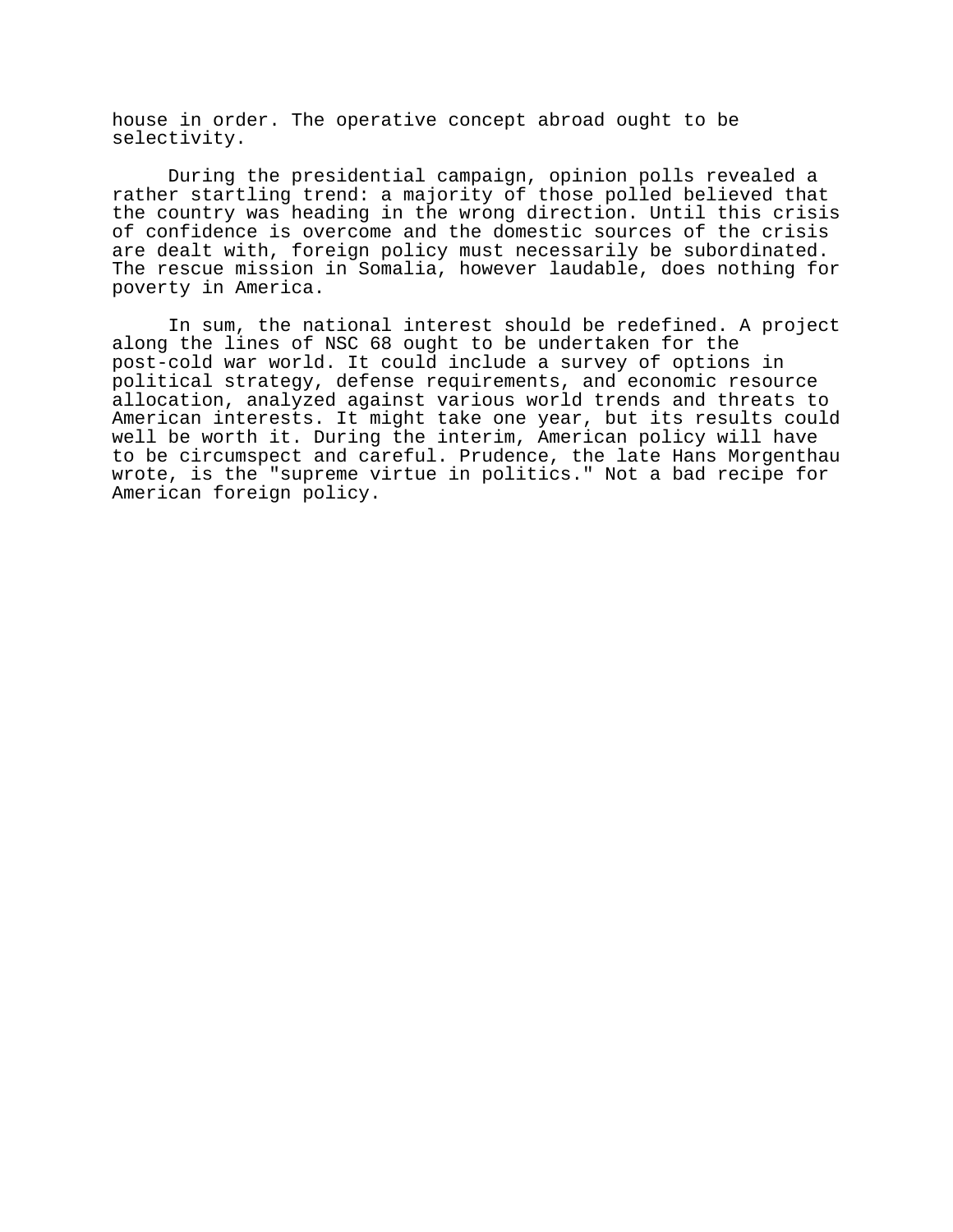house in order. The operative concept abroad ought to be selectivity.

During the presidential campaign, opinion polls revealed a rather startling trend: a majority of those polled believed that the country was heading in the wrong direction. Until this crisis of confidence is overcome and the domestic sources of the crisis are dealt with, foreign policy must necessarily be subordinated. The rescue mission in Somalia, however laudable, does nothing for poverty in America.

In sum, the national interest should be redefined. A project along the lines of NSC 68 ought to be undertaken for the post-cold war world. It could include a survey of options in political strategy, defense requirements, and economic resource allocation, analyzed against various world trends and threats to American interests. It might take one year, but its results could well be worth it. During the interim, American policy will have to be circumspect and careful. Prudence, the late Hans Morgenthau wrote, is the "supreme virtue in politics." Not a bad recipe for American foreign policy.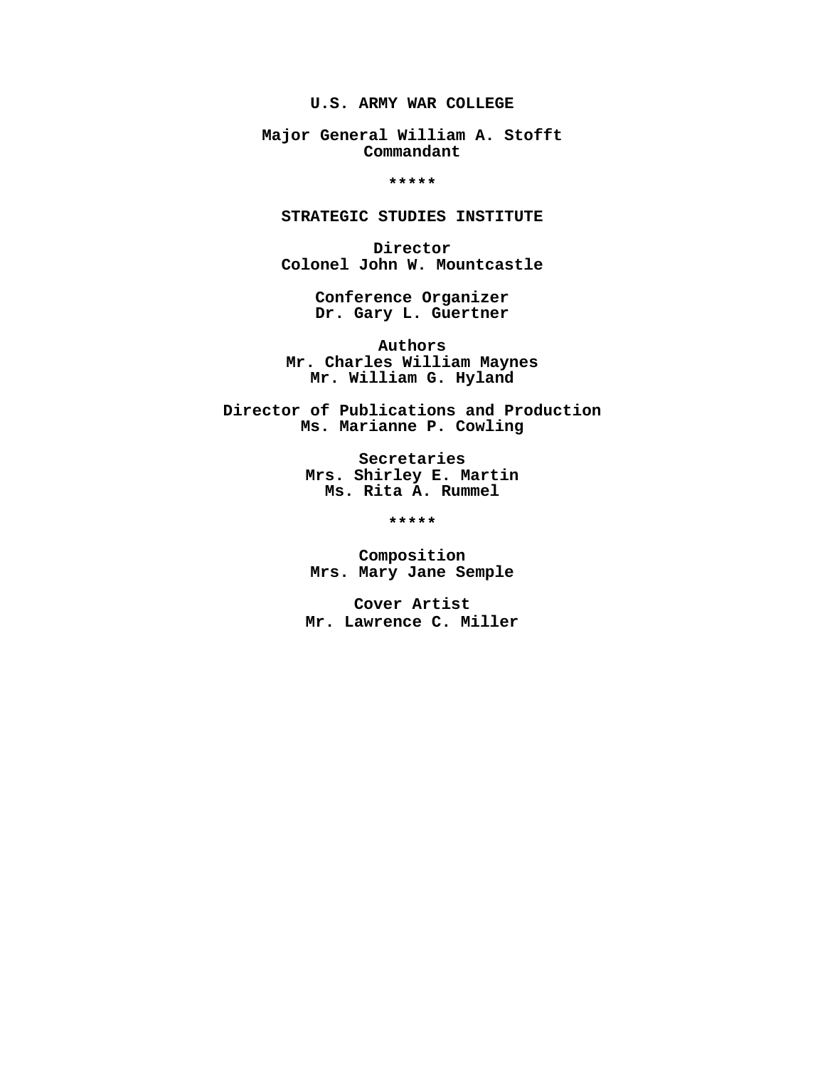**U.S. ARMY WAR COLLEGE**

**Major General William A. Stofft**
**Commandant**

**\*\*\*\*\***

**STRATEGIC STUDIES INSTITUTE**

**Director**
**Colonel John W. Mountcastle**

**Conference Organizer**
**Dr. Gary L. Guertner**

**Authors**
**Mr. Charles William Maynes**
**Mr. William G. Hyland**

**Director of Publications and Production**
**Ms. Marianne P. Cowling**

**Secretaries**
**Mrs. Shirley E. Martin**
**Ms. Rita A. Rummel**

**\*\*\*\*\***

**Composition**
**Mrs. Mary Jane Semple**

**Cover Artist**
**Mr. Lawrence C. Miller**